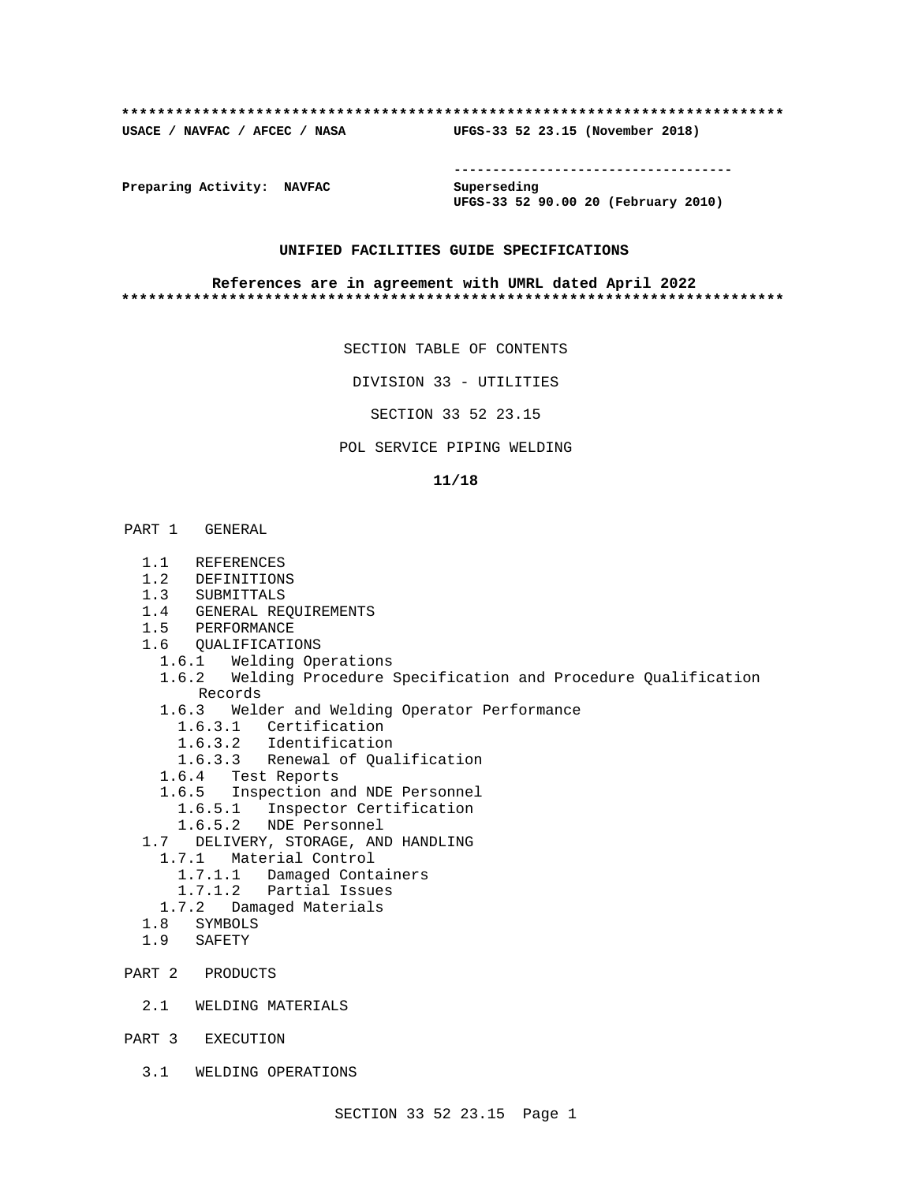**************************************************************************

**USACE / NAVFAC / AFCEC / NASA** **UFGS-33 52 23.15 (November 2018)**

-----------------------------------

**Preparing Activity: NAVFAC** **Superseding**
**UFGS-33 52 90.00 20 (February 2010)**

**UNIFIED FACILITIES GUIDE SPECIFICATIONS**

**References are in agreement with UMRL dated April 2022**

**************************************************************************

SECTION TABLE OF CONTENTS

DIVISION 33 - UTILITIES

SECTION 33 52 23.15

POL SERVICE PIPING WELDING

**11/18**

PART 1 GENERAL

- 1.1 REFERENCES
- 1.2 DEFINITIONS
- 1.3 SUBMITTALS
- 1.4 GENERAL REQUIREMENTS
- 1.5 PERFORMANCE
- 1.6 QUALIFICATIONS
  - 1.6.1 Welding Operations
  - 1.6.2 Welding Procedure Specification and Procedure Qualification Records
  - 1.6.3 Welder and Welding Operator Performance
    - 1.6.3.1 Certification
    - 1.6.3.2 Identification
    - 1.6.3.3 Renewal of Qualification
  - 1.6.4 Test Reports
  - 1.6.5 Inspection and NDE Personnel
    - 1.6.5.1 Inspector Certification
    - 1.6.5.2 NDE Personnel
- 1.7 DELIVERY, STORAGE, AND HANDLING
  - 1.7.1 Material Control
    - 1.7.1.1 Damaged Containers
    - 1.7.1.2 Partial Issues
  - 1.7.2 Damaged Materials
- 1.8 SYMBOLS
- 1.9 SAFETY

PART 2 PRODUCTS

- 2.1 WELDING MATERIALS

PART 3 EXECUTION

- 3.1 WELDING OPERATIONS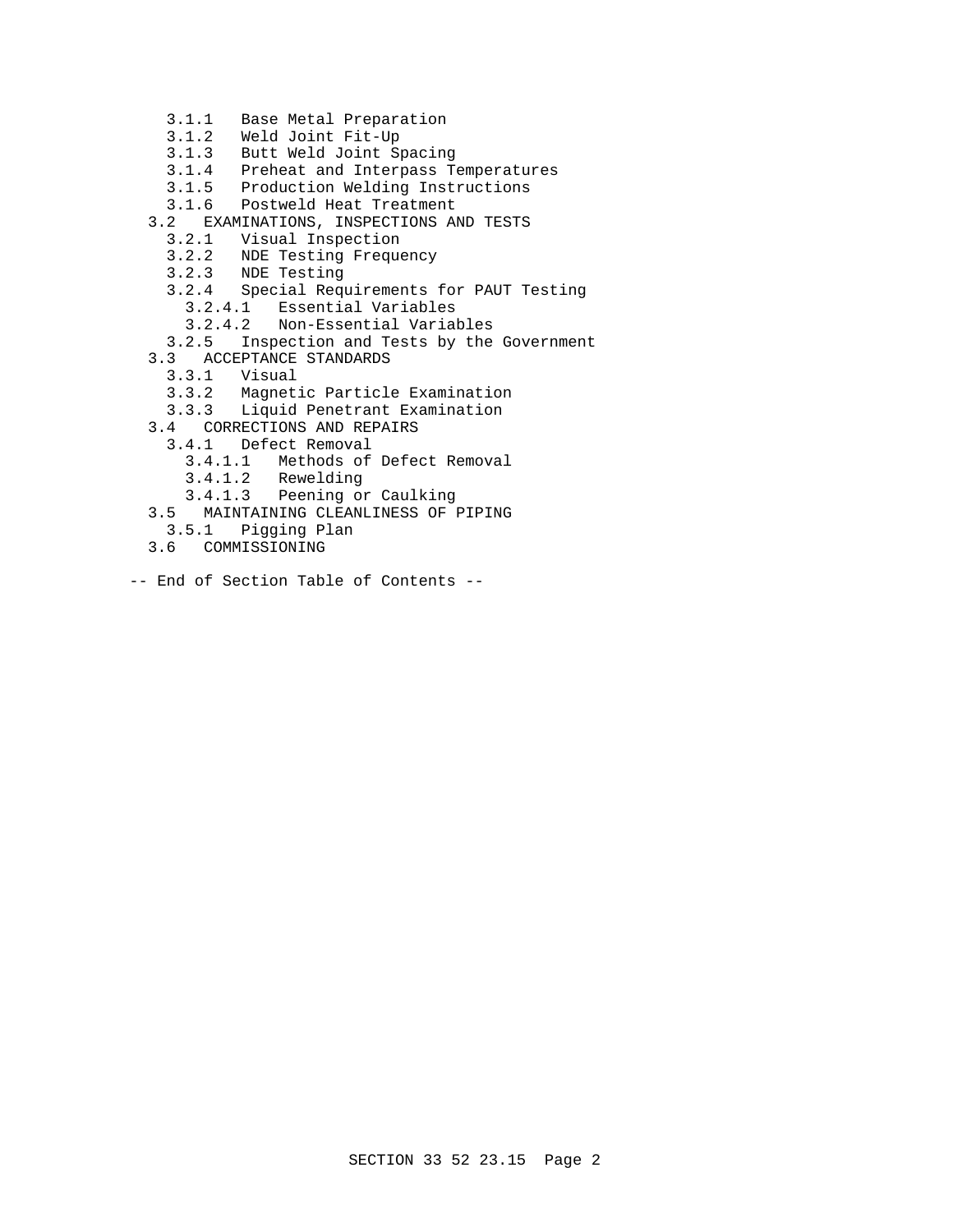- 3.1.1 Base Metal Preparation
- 3.1.2 Weld Joint Fit-Up
- 3.1.3 Butt Weld Joint Spacing
- 3.1.4 Preheat and Interpass Temperatures
- 3.1.5 Production Welding Instructions
- 3.1.6 Postweld Heat Treatment
- 3.2 EXAMINATIONS, INSPECTIONS AND TESTS
  - 3.2.1 Visual Inspection
  - 3.2.2 NDE Testing Frequency
  - 3.2.3 NDE Testing
  - 3.2.4 Special Requirements for PAUT Testing
    - 3.2.4.1 Essential Variables
    - 3.2.4.2 Non-Essential Variables
  - 3.2.5 Inspection and Tests by the Government
- 3.3 ACCEPTANCE STANDARDS
  - 3.3.1 Visual
  - 3.3.2 Magnetic Particle Examination
  - 3.3.3 Liquid Penetrant Examination
- 3.4 CORRECTIONS AND REPAIRS
  - 3.4.1 Defect Removal
    - 3.4.1.1 Methods of Defect Removal
    - 3.4.1.2 Rewelding
    - 3.4.1.3 Peening or Caulking
- 3.5 MAINTAINING CLEANLINESS OF PIPING
  - 3.5.1 Pigging Plan
- 3.6 COMMISSIONING

-- End of Section Table of Contents --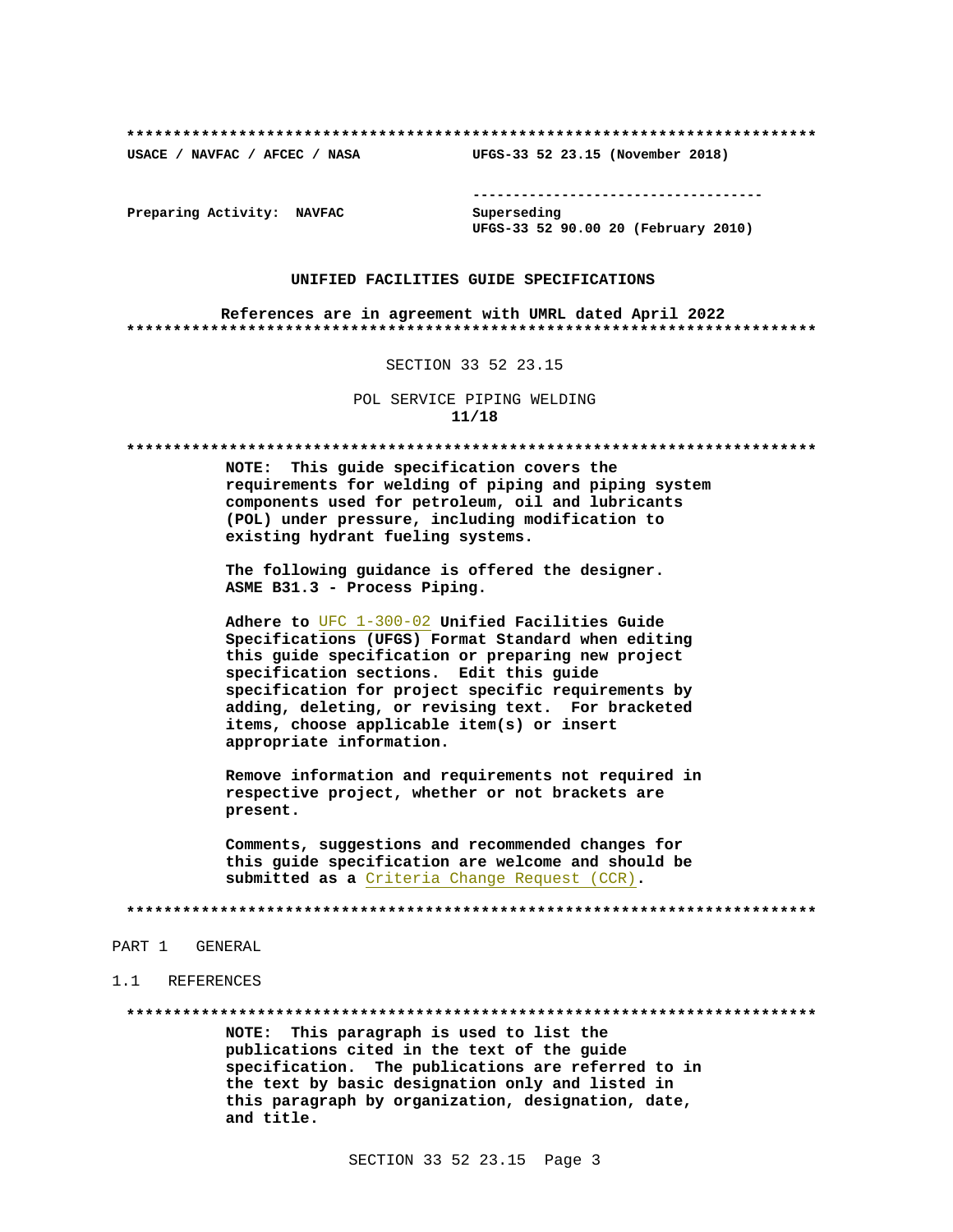**************************************************************************

USACE / NAVFAC / AFCEC / NASA UFGS-33 52 23.15 (November 2018)

-----------------------------------

Preparing Activity: NAVFAC Superseding
UFGS-33 52 90.00 20 (February 2010)

UNIFIED FACILITIES GUIDE SPECIFICATIONS

References are in agreement with UMRL dated April 2022

**************************************************************************

SECTION 33 52 23.15

POL SERVICE PIPING WELDING

11/18

**************************************************************************

**NOTE: This guide specification covers the requirements for welding of piping and piping system components used for petroleum, oil and lubricants (POL) under pressure, including modification to existing hydrant fueling systems.**

**The following guidance is offered the designer. ASME B31.3 - Process Piping.**

**Adhere to UFC 1-300-02 Unified Facilities Guide Specifications (UFGS) Format Standard when editing this guide specification or preparing new project specification sections. Edit this guide specification for project specific requirements by adding, deleting, or revising text. For bracketed items, choose applicable item(s) or insert appropriate information.**

**Remove information and requirements not required in respective project, whether or not brackets are present.**

**Comments, suggestions and recommended changes for this guide specification are welcome and should be submitted as a Criteria Change Request (CCR).**

**************************************************************************

# PART 1 GENERAL

## 1.1 REFERENCES

**************************************************************************

**NOTE: This paragraph is used to list the publications cited in the text of the guide specification. The publications are referred to in the text by basic designation only and listed in this paragraph by organization, designation, date, and title.**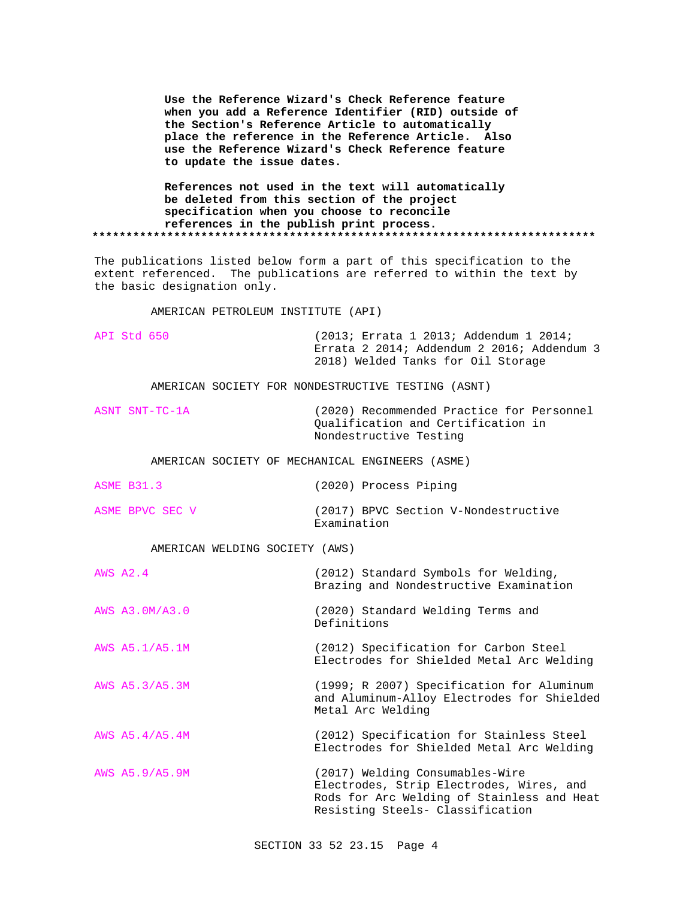**Use the Reference Wizard's Check Reference feature when you add a Reference Identifier (RID) outside of the Section's Reference Article to automatically place the reference in the Reference Article. Also use the Reference Wizard's Check Reference feature to update the issue dates.**

**References not used in the text will automatically be deleted from this section of the project specification when you choose to reconcile references in the publish print process.**

**************************************************************************

The publications listed below form a part of this specification to the extent referenced. The publications are referred to within the text by the basic designation only.

AMERICAN PETROLEUM INSTITUTE (API)

| | |
|---|---|
| API Std 650 | (2013; Errata 1 2013; Addendum 1 2014; Errata 2 2014; Addendum 2 2016; Addendum 3 2018) Welded Tanks for Oil Storage |

AMERICAN SOCIETY FOR NONDESTRUCTIVE TESTING (ASNT)

| | |
|---|---|
| ASNT SNT-TC-1A | (2020) Recommended Practice for Personnel Qualification and Certification in Nondestructive Testing |

AMERICAN SOCIETY OF MECHANICAL ENGINEERS (ASME)

| | |
|---|---|
| ASME B31.3 | (2020) Process Piping |
| ASME BPVC SEC V | (2017) BPVC Section V-Nondestructive Examination |

AMERICAN WELDING SOCIETY (AWS)

| | |
|---|---|
| AWS A2.4 | (2012) Standard Symbols for Welding, Brazing and Nondestructive Examination |
| AWS A3.0M/A3.0 | (2020) Standard Welding Terms and Definitions |
| AWS A5.1/A5.1M | (2012) Specification for Carbon Steel Electrodes for Shielded Metal Arc Welding |
| AWS A5.3/A5.3M | (1999; R 2007) Specification for Aluminum and Aluminum-Alloy Electrodes for Shielded Metal Arc Welding |
| AWS A5.4/A5.4M | (2012) Specification for Stainless Steel Electrodes for Shielded Metal Arc Welding |
| AWS A5.9/A5.9M | (2017) Welding Consumables-Wire Electrodes, Strip Electrodes, Wires, and Rods for Arc Welding of Stainless and Heat Resisting Steels- Classification |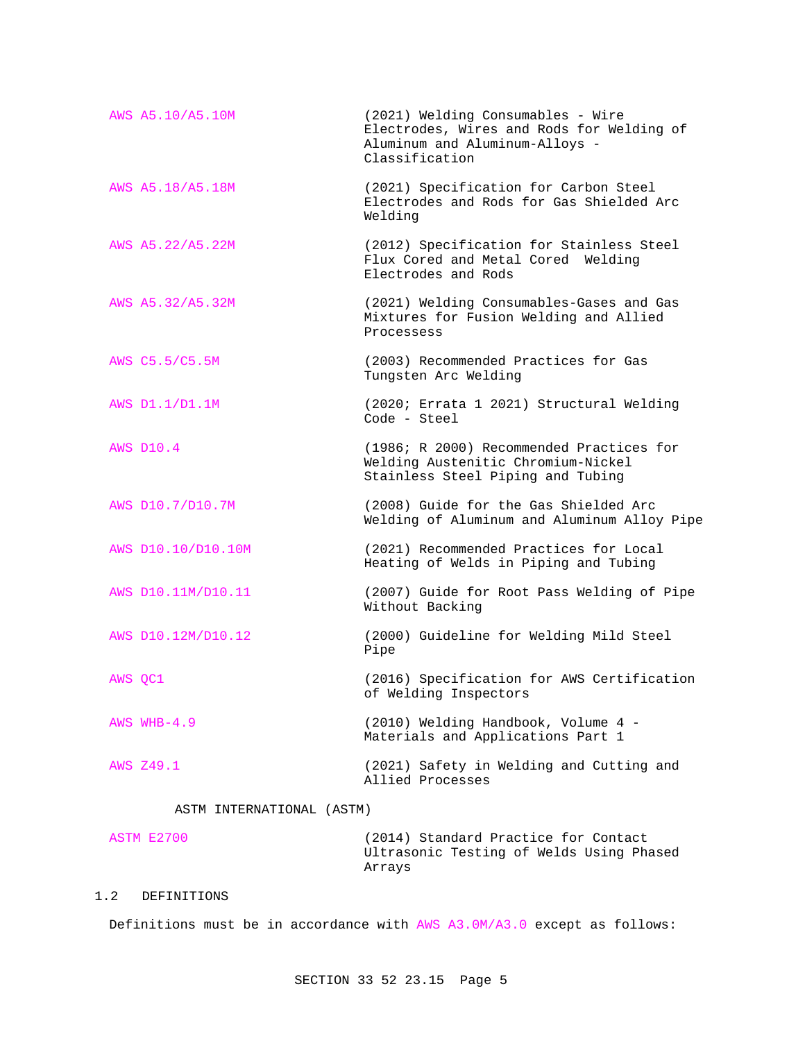AWS A5.10/A5.10M (2021) Welding Consumables - Wire Electrodes, Wires and Rods for Welding of Aluminum and Aluminum-Alloys - Classification

AWS A5.18/A5.18M (2021) Specification for Carbon Steel Electrodes and Rods for Gas Shielded Arc Welding

AWS A5.22/A5.22M (2012) Specification for Stainless Steel Flux Cored and Metal Cored Welding Electrodes and Rods

AWS A5.32/A5.32M (2021) Welding Consumables-Gases and Gas Mixtures for Fusion Welding and Allied Processess

AWS C5.5/C5.5M (2003) Recommended Practices for Gas Tungsten Arc Welding

AWS D1.1/D1.1M (2020; Errata 1 2021) Structural Welding Code - Steel

AWS D10.4 (1986; R 2000) Recommended Practices for Welding Austenitic Chromium-Nickel Stainless Steel Piping and Tubing

AWS D10.7/D10.7M (2008) Guide for the Gas Shielded Arc Welding of Aluminum and Aluminum Alloy Pipe

AWS D10.10/D10.10M (2021) Recommended Practices for Local Heating of Welds in Piping and Tubing

AWS D10.11M/D10.11 (2007) Guide for Root Pass Welding of Pipe Without Backing

AWS D10.12M/D10.12 (2000) Guideline for Welding Mild Steel Pipe

AWS QC1 (2016) Specification for AWS Certification of Welding Inspectors

AWS WHB-4.9 (2010) Welding Handbook, Volume 4 - Materials and Applications Part 1

AWS Z49.1 (2021) Safety in Welding and Cutting and Allied Processes

ASTM INTERNATIONAL (ASTM)

ASTM E2700 (2014) Standard Practice for Contact Ultrasonic Testing of Welds Using Phased Arrays

## 1.2 DEFINITIONS

Definitions must be in accordance with AWS A3.0M/A3.0 except as follows: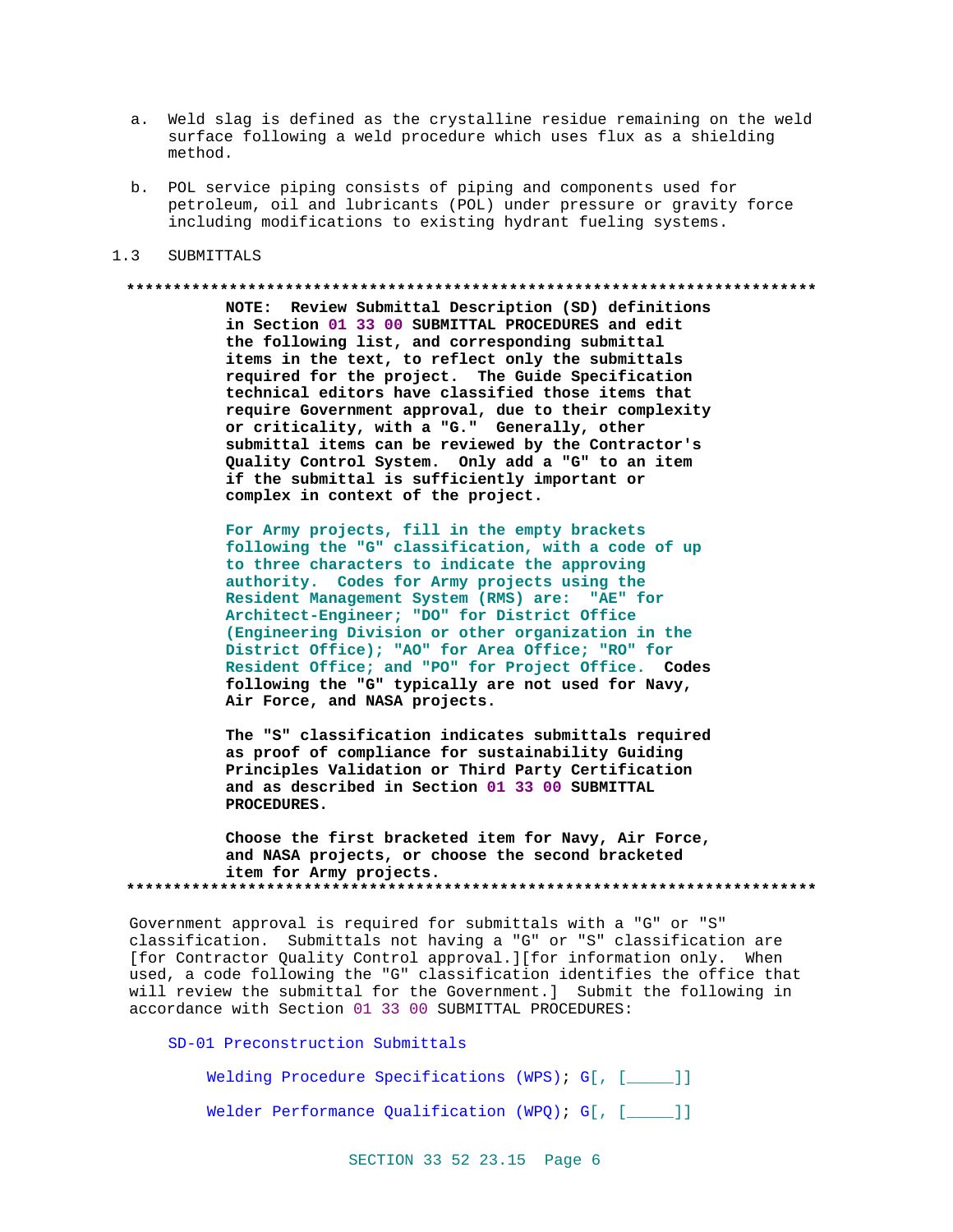a. Weld slag is defined as the crystalline residue remaining on the weld surface following a weld procedure which uses flux as a shielding method.

b. POL service piping consists of piping and components used for petroleum, oil and lubricants (POL) under pressure or gravity force including modifications to existing hydrant fueling systems.

## 1.3 SUBMITTALS

**************************************************************************

**NOTE: Review Submittal Description (SD) definitions in Section 01 33 00 SUBMITTAL PROCEDURES and edit the following list, and corresponding submittal items in the text, to reflect only the submittals required for the project. The Guide Specification technical editors have classified those items that require Government approval, due to their complexity or criticality, with a "G." Generally, other submittal items can be reviewed by the Contractor's Quality Control System. Only add a "G" to an item if the submittal is sufficiently important or complex in context of the project.**

**For Army projects, fill in the empty brackets following the "G" classification, with a code of up to three characters to indicate the approving authority. Codes for Army projects using the Resident Management System (RMS) are: "AE" for Architect-Engineer; "DO" for District Office (Engineering Division or other organization in the District Office); "AO" for Area Office; "RO" for Resident Office; and "PO" for Project Office. Codes following the "G" typically are not used for Navy, Air Force, and NASA projects.**

**The "S" classification indicates submittals required as proof of compliance for sustainability Guiding Principles Validation or Third Party Certification and as described in Section 01 33 00 SUBMITTAL PROCEDURES.**

**Choose the first bracketed item for Navy, Air Force, and NASA projects, or choose the second bracketed item for Army projects.**

**************************************************************************

Government approval is required for submittals with a "G" or "S" classification. Submittals not having a "G" or "S" classification are [for Contractor Quality Control approval.][for information only. When used, a code following the "G" classification identifies the office that will review the submittal for the Government.] Submit the following in accordance with Section 01 33 00 SUBMITTAL PROCEDURES:

SD-01 Preconstruction Submittals

Welding Procedure Specifications (WPS); G[, [_____]]

Welder Performance Qualification (WPQ); G[, [_____]]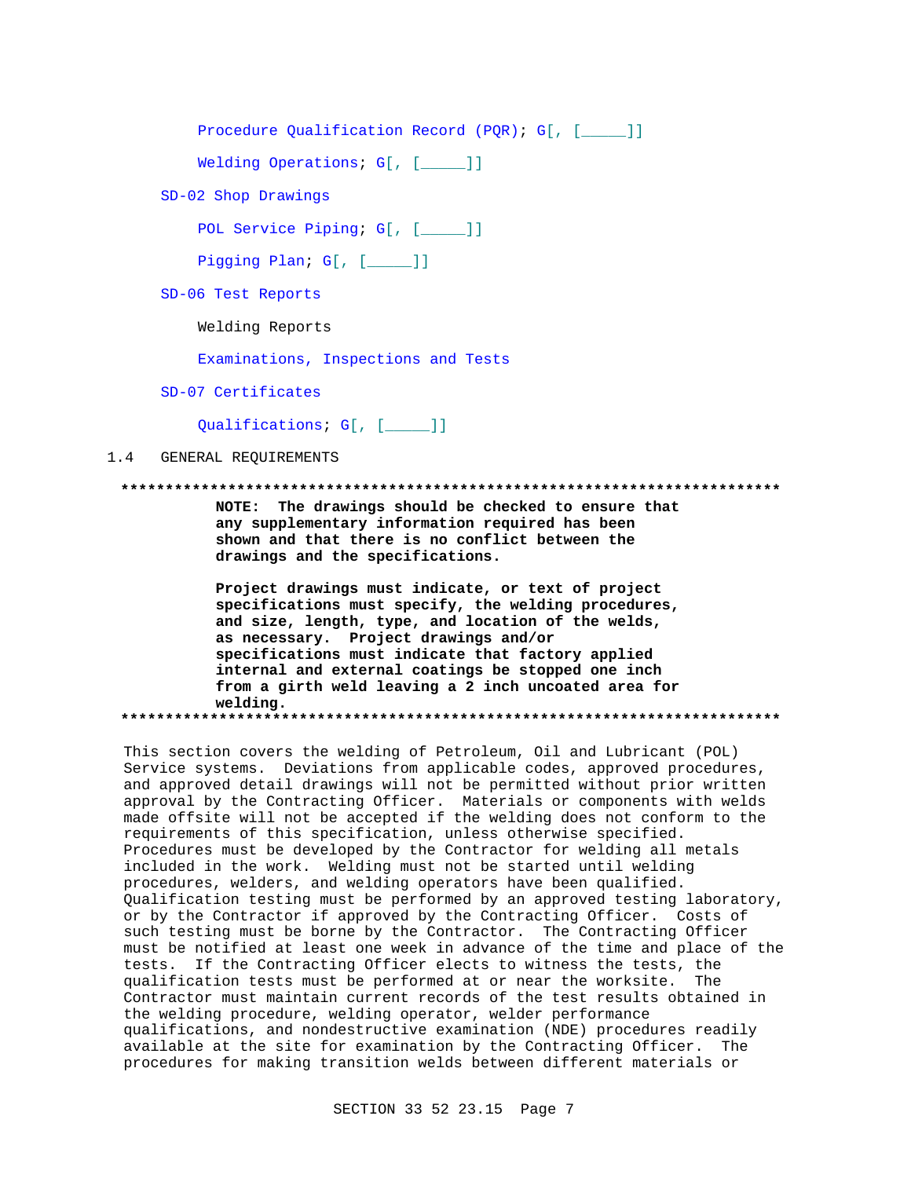Procedure Qualification Record (PQR); G[, [_____]]

Welding Operations; G[, [_____]]

SD-02 Shop Drawings

POL Service Piping; G[, [_____]]

Pigging Plan; G[, [_____]]

SD-06 Test Reports

Welding Reports

Examinations, Inspections and Tests

SD-07 Certificates

Qualifications; G[, [_____]]

## 1.4 GENERAL REQUIREMENTS

**************************************************************************

**NOTE: The drawings should be checked to ensure that any supplementary information required has been shown and that there is no conflict between the drawings and the specifications.**

**Project drawings must indicate, or text of project specifications must specify, the welding procedures, and size, length, type, and location of the welds, as necessary. Project drawings and/or specifications must indicate that factory applied internal and external coatings be stopped one inch from a girth weld leaving a 2 inch uncoated area for welding.**

**************************************************************************

This section covers the welding of Petroleum, Oil and Lubricant (POL) Service systems. Deviations from applicable codes, approved procedures, and approved detail drawings will not be permitted without prior written approval by the Contracting Officer. Materials or components with welds made offsite will not be accepted if the welding does not conform to the requirements of this specification, unless otherwise specified. Procedures must be developed by the Contractor for welding all metals included in the work. Welding must not be started until welding procedures, welders, and welding operators have been qualified. Qualification testing must be performed by an approved testing laboratory, or by the Contractor if approved by the Contracting Officer. Costs of such testing must be borne by the Contractor. The Contracting Officer must be notified at least one week in advance of the time and place of the tests. If the Contracting Officer elects to witness the tests, the qualification tests must be performed at or near the worksite. The Contractor must maintain current records of the test results obtained in the welding procedure, welding operator, welder performance qualifications, and nondestructive examination (NDE) procedures readily available at the site for examination by the Contracting Officer. The procedures for making transition welds between different materials or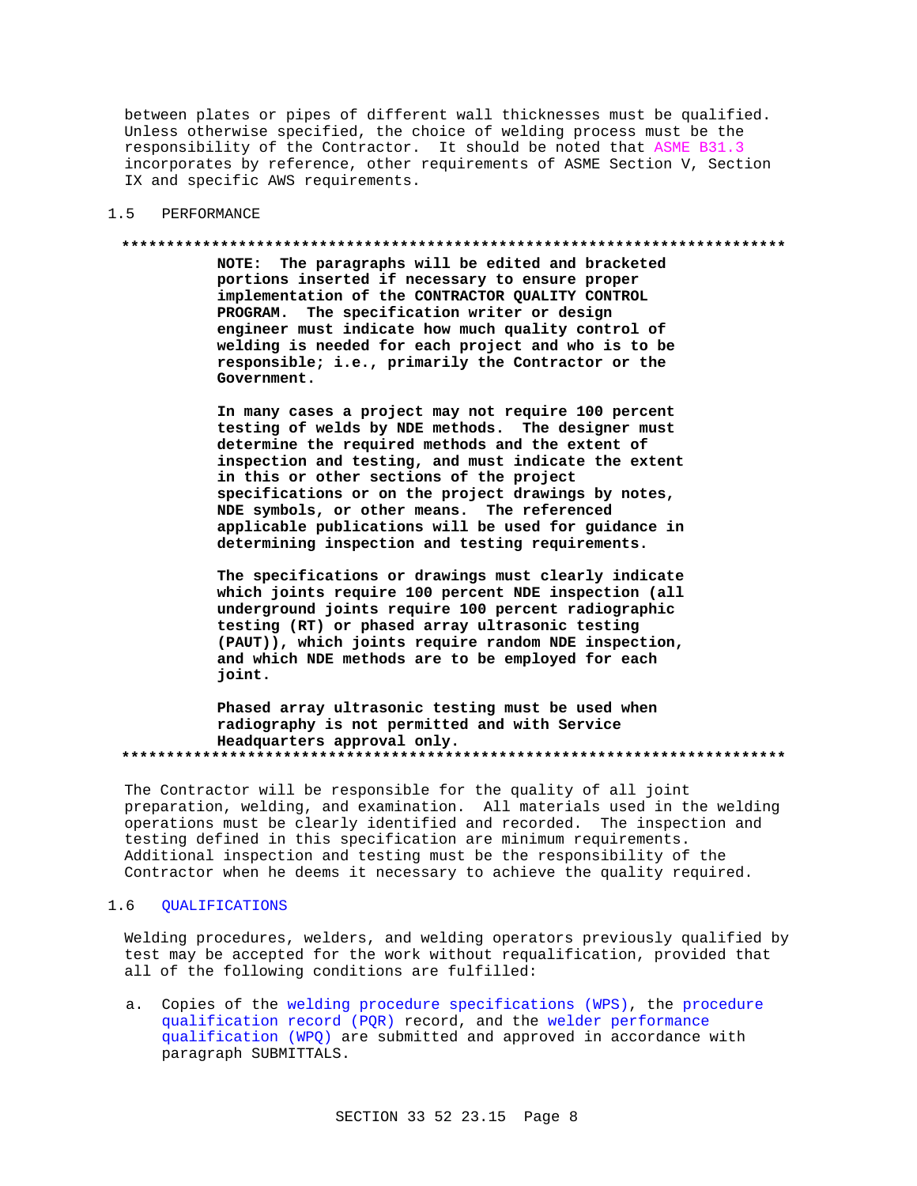between plates or pipes of different wall thicknesses must be qualified. Unless otherwise specified, the choice of welding process must be the responsibility of the Contractor. It should be noted that ASME B31.3 incorporates by reference, other requirements of ASME Section V, Section IX and specific AWS requirements.

## 1.5 PERFORMANCE

**************************************************************************

**NOTE: The paragraphs will be edited and bracketed portions inserted if necessary to ensure proper implementation of the CONTRACTOR QUALITY CONTROL PROGRAM. The specification writer or design engineer must indicate how much quality control of welding is needed for each project and who is to be responsible; i.e., primarily the Contractor or the Government.**

**In many cases a project may not require 100 percent testing of welds by NDE methods. The designer must determine the required methods and the extent of inspection and testing, and must indicate the extent in this or other sections of the project specifications or on the project drawings by notes, NDE symbols, or other means. The referenced applicable publications will be used for guidance in determining inspection and testing requirements.**

**The specifications or drawings must clearly indicate which joints require 100 percent NDE inspection (all underground joints require 100 percent radiographic testing (RT) or phased array ultrasonic testing (PAUT)), which joints require random NDE inspection, and which NDE methods are to be employed for each joint.**

**Phased array ultrasonic testing must be used when radiography is not permitted and with Service Headquarters approval only.**

**************************************************************************

The Contractor will be responsible for the quality of all joint preparation, welding, and examination. All materials used in the welding operations must be clearly identified and recorded. The inspection and testing defined in this specification are minimum requirements. Additional inspection and testing must be the responsibility of the Contractor when he deems it necessary to achieve the quality required.

## 1.6 QUALIFICATIONS

Welding procedures, welders, and welding operators previously qualified by test may be accepted for the work without requalification, provided that all of the following conditions are fulfilled:

a. Copies of the welding procedure specifications (WPS), the procedure qualification record (PQR) record, and the welder performance qualification (WPQ) are submitted and approved in accordance with paragraph SUBMITTALS.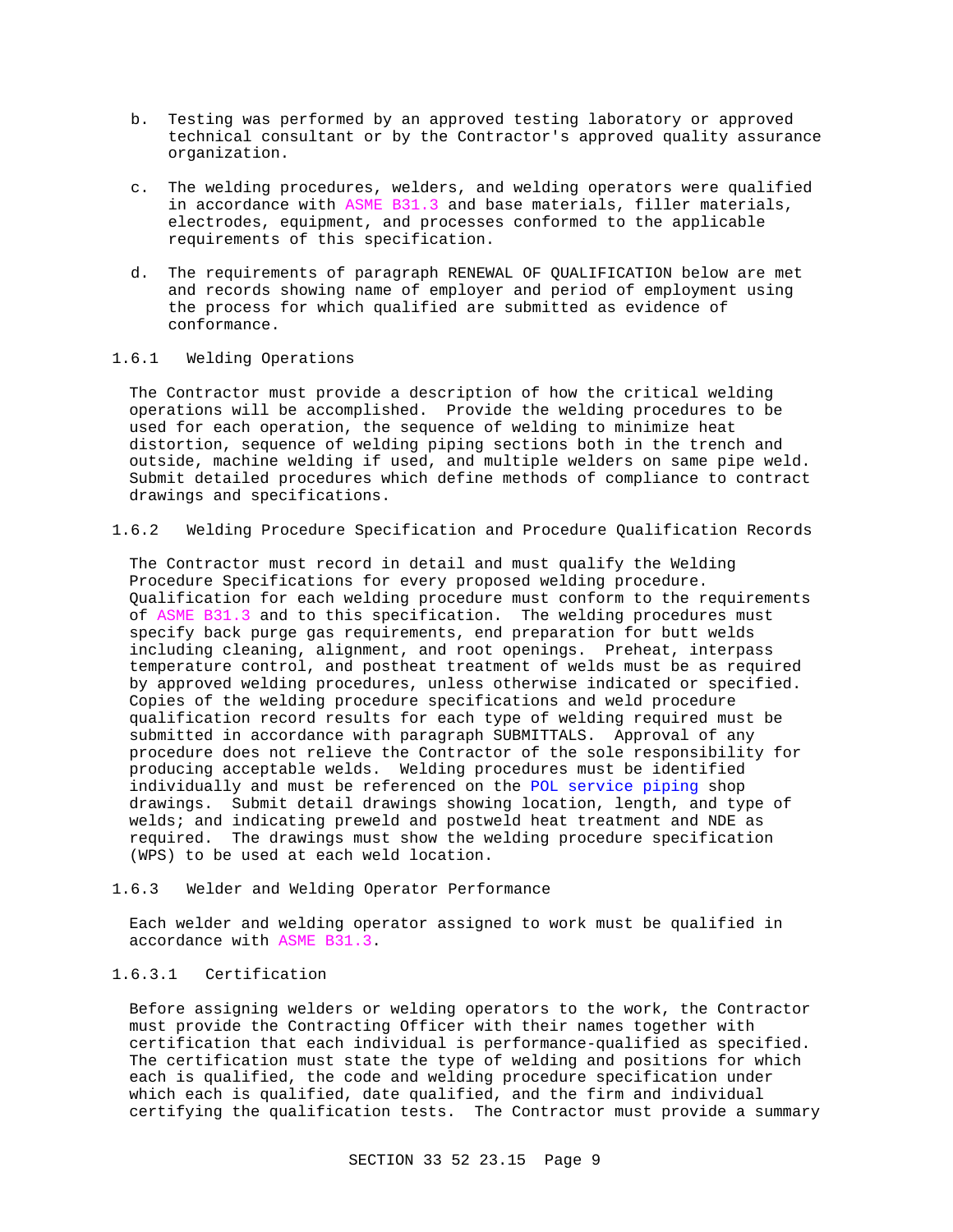b. Testing was performed by an approved testing laboratory or approved technical consultant or by the Contractor's approved quality assurance organization.

c. The welding procedures, welders, and welding operators were qualified in accordance with ASME B31.3 and base materials, filler materials, electrodes, equipment, and processes conformed to the applicable requirements of this specification.

d. The requirements of paragraph RENEWAL OF QUALIFICATION below are met and records showing name of employer and period of employment using the process for which qualified are submitted as evidence of conformance.

### 1.6.1 Welding Operations

The Contractor must provide a description of how the critical welding operations will be accomplished. Provide the welding procedures to be used for each operation, the sequence of welding to minimize heat distortion, sequence of welding piping sections both in the trench and outside, machine welding if used, and multiple welders on same pipe weld. Submit detailed procedures which define methods of compliance to contract drawings and specifications.

### 1.6.2 Welding Procedure Specification and Procedure Qualification Records

The Contractor must record in detail and must qualify the Welding Procedure Specifications for every proposed welding procedure. Qualification for each welding procedure must conform to the requirements of ASME B31.3 and to this specification. The welding procedures must specify back purge gas requirements, end preparation for butt welds including cleaning, alignment, and root openings. Preheat, interpass temperature control, and postheat treatment of welds must be as required by approved welding procedures, unless otherwise indicated or specified. Copies of the welding procedure specifications and weld procedure qualification record results for each type of welding required must be submitted in accordance with paragraph SUBMITTALS. Approval of any procedure does not relieve the Contractor of the sole responsibility for producing acceptable welds. Welding procedures must be identified individually and must be referenced on the POL service piping shop drawings. Submit detail drawings showing location, length, and type of welds; and indicating preweld and postweld heat treatment and NDE as required. The drawings must show the welding procedure specification (WPS) to be used at each weld location.

### 1.6.3 Welder and Welding Operator Performance

Each welder and welding operator assigned to work must be qualified in accordance with ASME B31.3.

#### 1.6.3.1 Certification

Before assigning welders or welding operators to the work, the Contractor must provide the Contracting Officer with their names together with certification that each individual is performance-qualified as specified. The certification must state the type of welding and positions for which each is qualified, the code and welding procedure specification under which each is qualified, date qualified, and the firm and individual certifying the qualification tests. The Contractor must provide a summary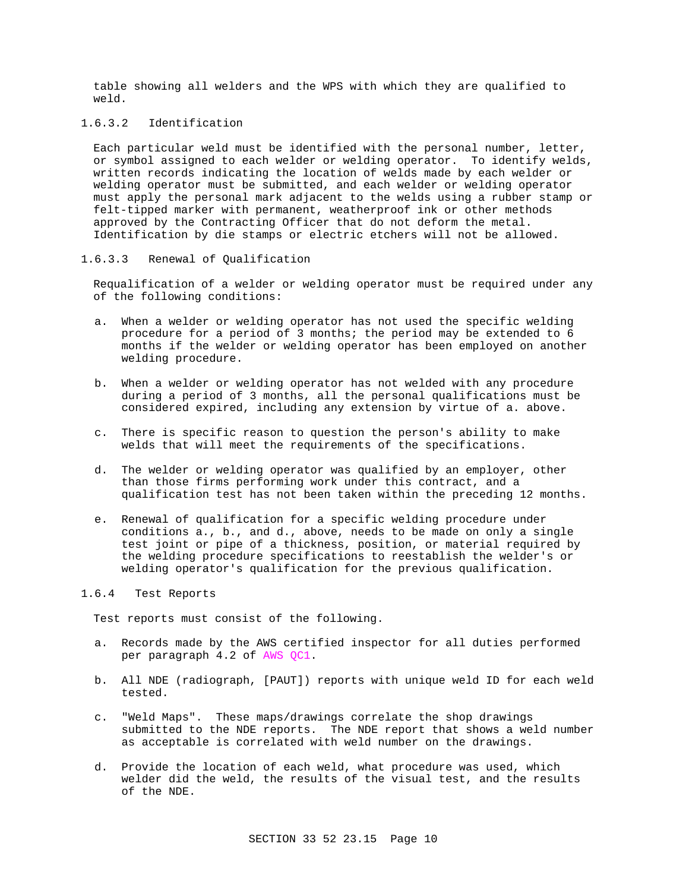table showing all welders and the WPS with which they are qualified to weld.

#### 1.6.3.2 Identification

Each particular weld must be identified with the personal number, letter, or symbol assigned to each welder or welding operator. To identify welds, written records indicating the location of welds made by each welder or welding operator must be submitted, and each welder or welding operator must apply the personal mark adjacent to the welds using a rubber stamp or felt-tipped marker with permanent, weatherproof ink or other methods approved by the Contracting Officer that do not deform the metal. Identification by die stamps or electric etchers will not be allowed.

#### 1.6.3.3 Renewal of Qualification

Requalification of a welder or welding operator must be required under any of the following conditions:

a. When a welder or welding operator has not used the specific welding procedure for a period of 3 months; the period may be extended to 6 months if the welder or welding operator has been employed on another welding procedure.

b. When a welder or welding operator has not welded with any procedure during a period of 3 months, all the personal qualifications must be considered expired, including any extension by virtue of a. above.

c. There is specific reason to question the person's ability to make welds that will meet the requirements of the specifications.

d. The welder or welding operator was qualified by an employer, other than those firms performing work under this contract, and a qualification test has not been taken within the preceding 12 months.

e. Renewal of qualification for a specific welding procedure under conditions a., b., and d., above, needs to be made on only a single test joint or pipe of a thickness, position, or material required by the welding procedure specifications to reestablish the welder's or welding operator's qualification for the previous qualification.

### 1.6.4 Test Reports

Test reports must consist of the following.

a. Records made by the AWS certified inspector for all duties performed per paragraph 4.2 of AWS QC1.

b. All NDE (radiograph, [PAUT]) reports with unique weld ID for each weld tested.

c. "Weld Maps". These maps/drawings correlate the shop drawings submitted to the NDE reports. The NDE report that shows a weld number as acceptable is correlated with weld number on the drawings.

d. Provide the location of each weld, what procedure was used, which welder did the weld, the results of the visual test, and the results of the NDE.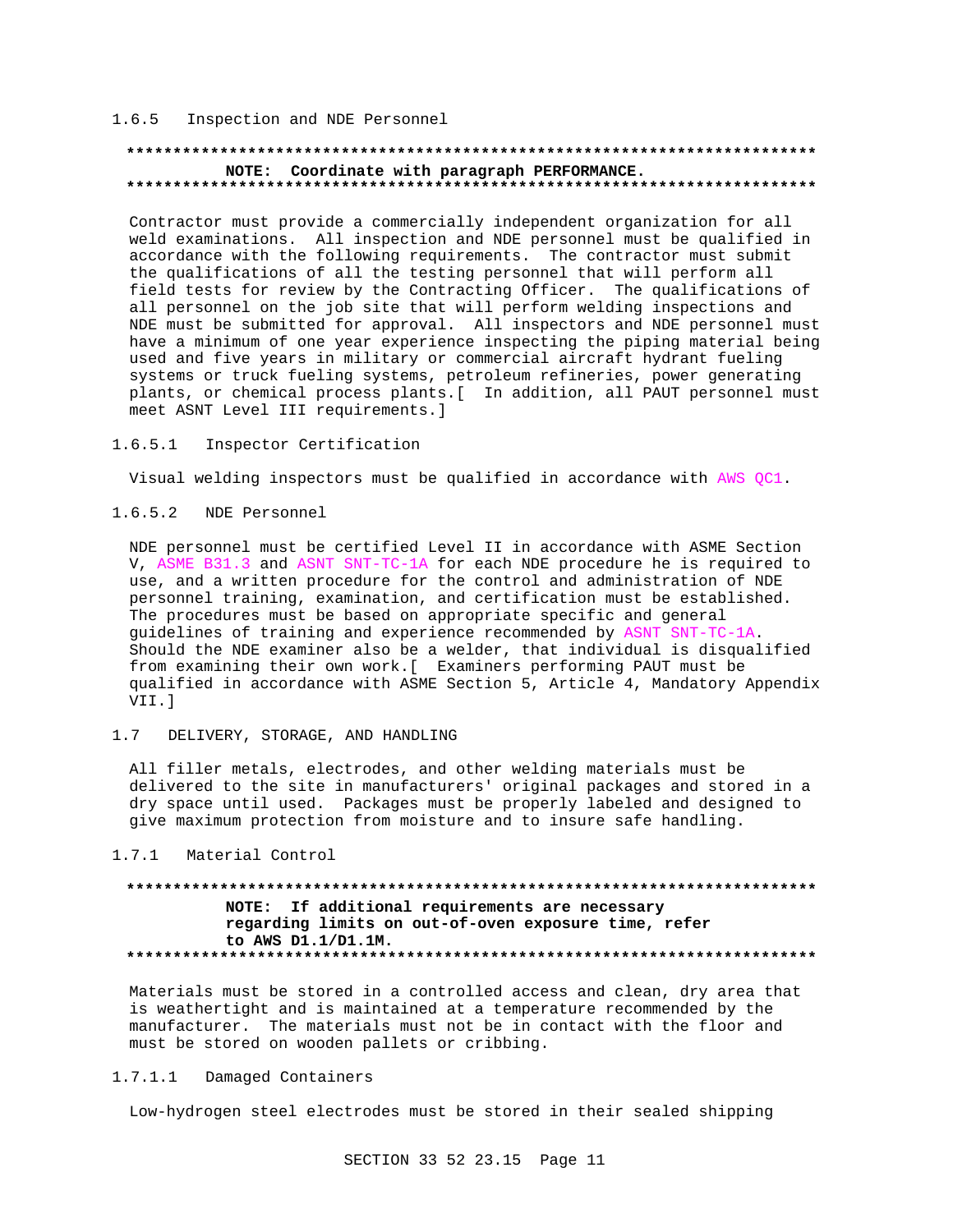#### 1.6.5 Inspection and NDE Personnel

**************************************************************************
**NOTE: Coordinate with paragraph PERFORMANCE.**
**************************************************************************

Contractor must provide a commercially independent organization for all weld examinations. All inspection and NDE personnel must be qualified in accordance with the following requirements. The contractor must submit the qualifications of all the testing personnel that will perform all field tests for review by the Contracting Officer. The qualifications of all personnel on the job site that will perform welding inspections and NDE must be submitted for approval. All inspectors and NDE personnel must have a minimum of one year experience inspecting the piping material being used and five years in military or commercial aircraft hydrant fueling systems or truck fueling systems, petroleum refineries, power generating plants, or chemical process plants.[ In addition, all PAUT personnel must meet ASNT Level III requirements.]

##### 1.6.5.1 Inspector Certification

Visual welding inspectors must be qualified in accordance with AWS QC1.

##### 1.6.5.2 NDE Personnel

NDE personnel must be certified Level II in accordance with ASME Section V, ASME B31.3 and ASNT SNT-TC-1A for each NDE procedure he is required to use, and a written procedure for the control and administration of NDE personnel training, examination, and certification must be established. The procedures must be based on appropriate specific and general guidelines of training and experience recommended by ASNT SNT-TC-1A. Should the NDE examiner also be a welder, that individual is disqualified from examining their own work.[ Examiners performing PAUT must be qualified in accordance with ASME Section 5, Article 4, Mandatory Appendix VII.]

## 1.7 DELIVERY, STORAGE, AND HANDLING

All filler metals, electrodes, and other welding materials must be delivered to the site in manufacturers' original packages and stored in a dry space until used. Packages must be properly labeled and designed to give maximum protection from moisture and to insure safe handling.

### 1.7.1 Material Control

**************************************************************************
**NOTE: If additional requirements are necessary regarding limits on out-of-oven exposure time, refer to AWS D1.1/D1.1M.**
**************************************************************************

Materials must be stored in a controlled access and clean, dry area that is weathertight and is maintained at a temperature recommended by the manufacturer. The materials must not be in contact with the floor and must be stored on wooden pallets or cribbing.

#### 1.7.1.1 Damaged Containers

Low-hydrogen steel electrodes must be stored in their sealed shipping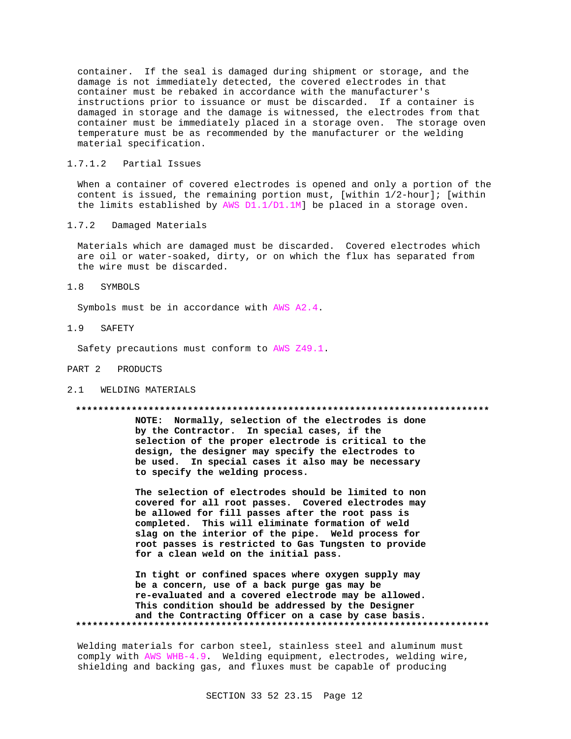container. If the seal is damaged during shipment or storage, and the damage is not immediately detected, the covered electrodes in that container must be rebaked in accordance with the manufacturer's instructions prior to issuance or must be discarded. If a container is damaged in storage and the damage is witnessed, the electrodes from that container must be immediately placed in a storage oven. The storage oven temperature must be as recommended by the manufacturer or the welding material specification.

#### 1.7.1.2 Partial Issues

When a container of covered electrodes is opened and only a portion of the content is issued, the remaining portion must, [within 1/2-hour]; [within the limits established by AWS D1.1/D1.1M] be placed in a storage oven.

### 1.7.2 Damaged Materials

Materials which are damaged must be discarded. Covered electrodes which are oil or water-soaked, dirty, or on which the flux has separated from the wire must be discarded.

## 1.8 SYMBOLS

Symbols must be in accordance with AWS A2.4.

## 1.9 SAFETY

Safety precautions must conform to AWS Z49.1.

# PART 2 PRODUCTS

## 2.1 WELDING MATERIALS

**************************************************************************

**NOTE: Normally, selection of the electrodes is done by the Contractor. In special cases, if the selection of the proper electrode is critical to the design, the designer may specify the electrodes to be used. In special cases it also may be necessary to specify the welding process.**

**The selection of electrodes should be limited to non covered for all root passes. Covered electrodes may be allowed for fill passes after the root pass is completed. This will eliminate formation of weld slag on the interior of the pipe. Weld process for root passes is restricted to Gas Tungsten to provide for a clean weld on the initial pass.**

**In tight or confined spaces where oxygen supply may be a concern, use of a back purge gas may be re-evaluated and a covered electrode may be allowed. This condition should be addressed by the Designer and the Contracting Officer on a case by case basis.**

**************************************************************************

Welding materials for carbon steel, stainless steel and aluminum must comply with AWS WHB-4.9. Welding equipment, electrodes, welding wire, shielding and backing gas, and fluxes must be capable of producing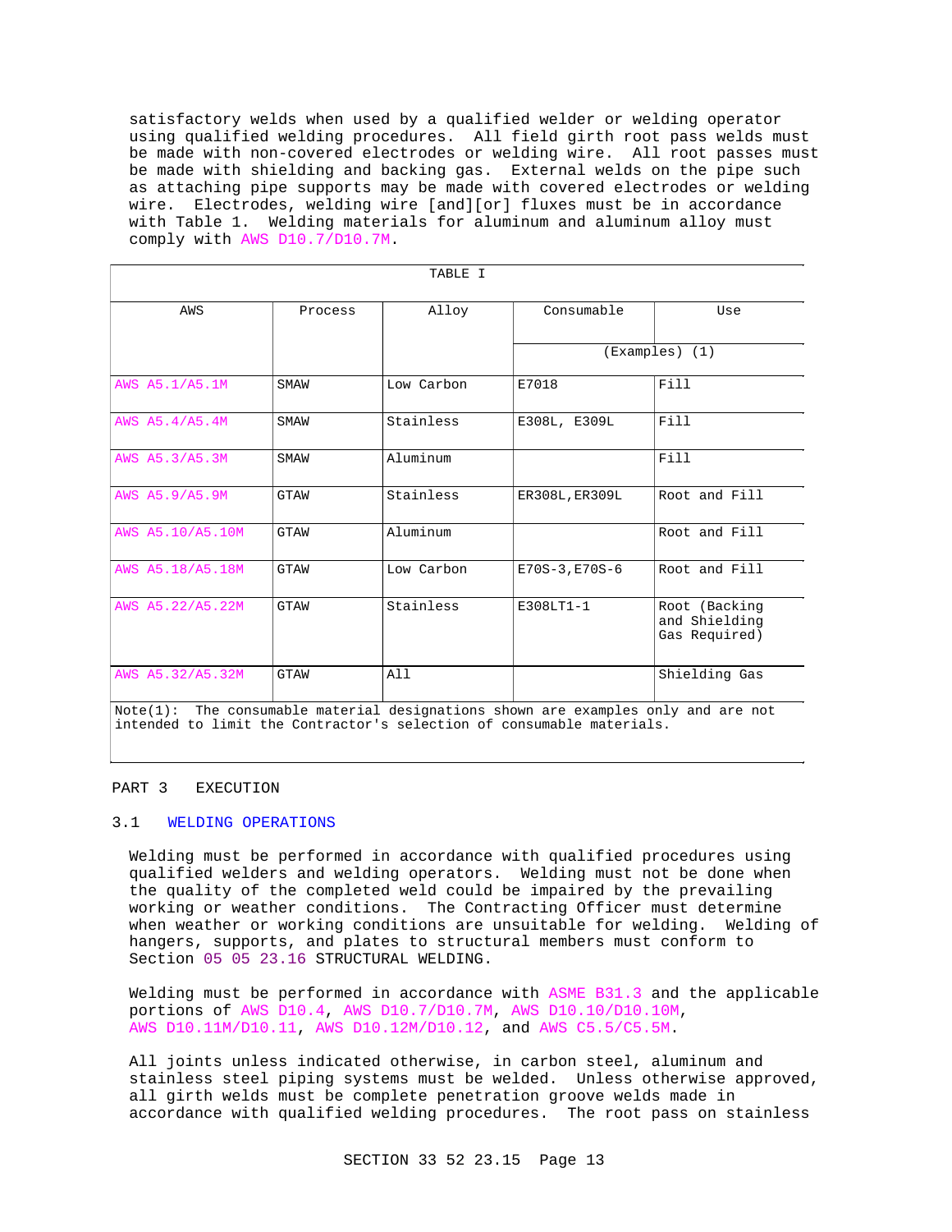satisfactory welds when used by a qualified welder or welding operator using qualified welding procedures. All field girth root pass welds must be made with non-covered electrodes or welding wire. All root passes must be made with shielding and backing gas. External welds on the pipe such as attaching pipe supports may be made with covered electrodes or welding wire. Electrodes, welding wire [and][or] fluxes must be in accordance with Table 1. Welding materials for aluminum and aluminum alloy must comply with AWS D10.7/D10.7M.

TABLE I

| AWS | Process | Alloy | Consumable | Use |
|---|---|---|---|---|
| | | | (Examples) (1) | |
| AWS A5.1/A5.1M | SMAW | Low Carbon | E7018 | Fill |
| AWS A5.4/A5.4M | SMAW | Stainless | E308L, E309L | Fill |
| AWS A5.3/A5.3M | SMAW | Aluminum | | Fill |
| AWS A5.9/A5.9M | GTAW | Stainless | ER308L,ER309L | Root and Fill |
| AWS A5.10/A5.10M | GTAW | Aluminum | | Root and Fill |
| AWS A5.18/A5.18M | GTAW | Low Carbon | E70S-3,E70S-6 | Root and Fill |
| AWS A5.22/A5.22M | GTAW | Stainless | E308LT1-1 | Root (Backing and Shielding Gas Required) |
| AWS A5.32/A5.32M | GTAW | All | | Shielding Gas |

Note(1): The consumable material designations shown are examples only and are not intended to limit the Contractor's selection of consumable materials.

# PART 3 EXECUTION

## 3.1 WELDING OPERATIONS

Welding must be performed in accordance with qualified procedures using qualified welders and welding operators. Welding must not be done when the quality of the completed weld could be impaired by the prevailing working or weather conditions. The Contracting Officer must determine when weather or working conditions are unsuitable for welding. Welding of hangers, supports, and plates to structural members must conform to Section 05 05 23.16 STRUCTURAL WELDING.

Welding must be performed in accordance with ASME B31.3 and the applicable portions of AWS D10.4, AWS D10.7/D10.7M, AWS D10.10/D10.10M, AWS D10.11M/D10.11, AWS D10.12M/D10.12, and AWS C5.5/C5.5M.

All joints unless indicated otherwise, in carbon steel, aluminum and stainless steel piping systems must be welded. Unless otherwise approved, all girth welds must be complete penetration groove welds made in accordance with qualified welding procedures. The root pass on stainless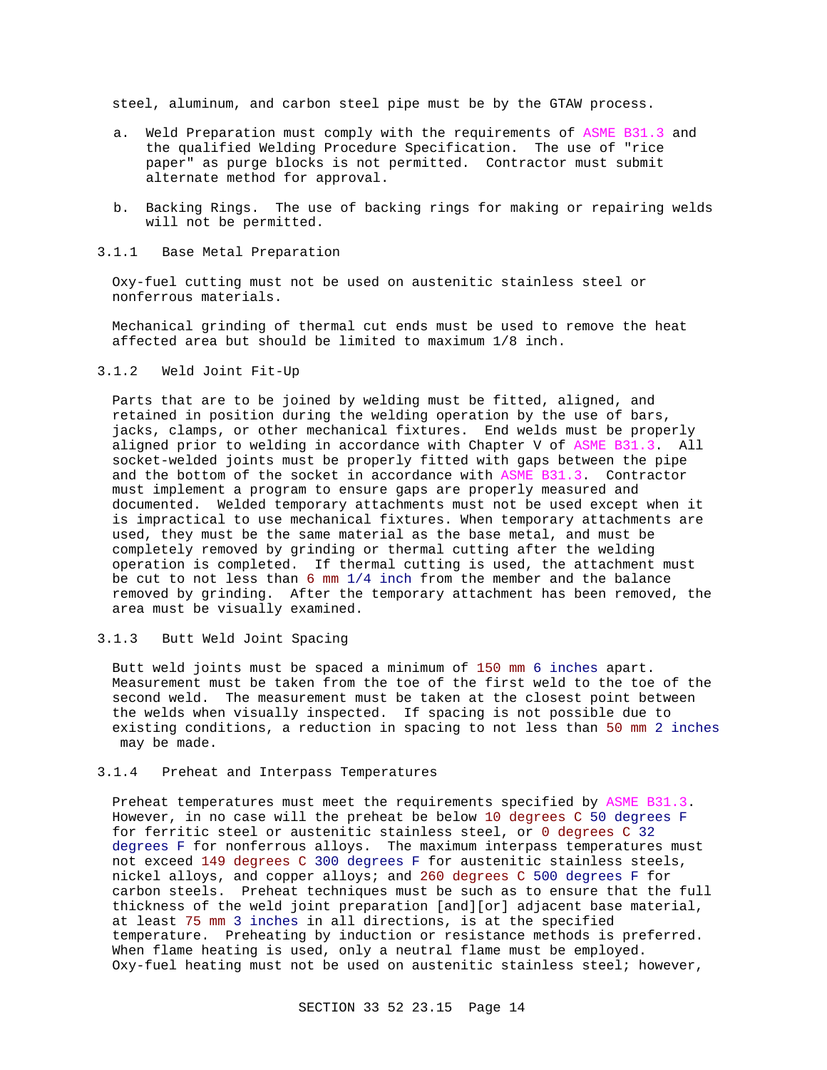steel, aluminum, and carbon steel pipe must be by the GTAW process.

a. Weld Preparation must comply with the requirements of ASME B31.3 and the qualified Welding Procedure Specification. The use of "rice paper" as purge blocks is not permitted. Contractor must submit alternate method for approval.

b. Backing Rings. The use of backing rings for making or repairing welds will not be permitted.

### 3.1.1 Base Metal Preparation

Oxy-fuel cutting must not be used on austenitic stainless steel or nonferrous materials.

Mechanical grinding of thermal cut ends must be used to remove the heat affected area but should be limited to maximum 1/8 inch.

### 3.1.2 Weld Joint Fit-Up

Parts that are to be joined by welding must be fitted, aligned, and retained in position during the welding operation by the use of bars, jacks, clamps, or other mechanical fixtures. End welds must be properly aligned prior to welding in accordance with Chapter V of ASME B31.3. All socket-welded joints must be properly fitted with gaps between the pipe and the bottom of the socket in accordance with ASME B31.3. Contractor must implement a program to ensure gaps are properly measured and documented. Welded temporary attachments must not be used except when it is impractical to use mechanical fixtures. When temporary attachments are used, they must be the same material as the base metal, and must be completely removed by grinding or thermal cutting after the welding operation is completed. If thermal cutting is used, the attachment must be cut to not less than 6 mm 1/4 inch from the member and the balance removed by grinding. After the temporary attachment has been removed, the area must be visually examined.

### 3.1.3 Butt Weld Joint Spacing

Butt weld joints must be spaced a minimum of 150 mm 6 inches apart. Measurement must be taken from the toe of the first weld to the toe of the second weld. The measurement must be taken at the closest point between the welds when visually inspected. If spacing is not possible due to existing conditions, a reduction in spacing to not less than 50 mm 2 inches may be made.

### 3.1.4 Preheat and Interpass Temperatures

Preheat temperatures must meet the requirements specified by ASME B31.3. However, in no case will the preheat be below 10 degrees C 50 degrees F for ferritic steel or austenitic stainless steel, or 0 degrees C 32 degrees F for nonferrous alloys. The maximum interpass temperatures must not exceed 149 degrees C 300 degrees F for austenitic stainless steels, nickel alloys, and copper alloys; and 260 degrees C 500 degrees F for carbon steels. Preheat techniques must be such as to ensure that the full thickness of the weld joint preparation [and][or] adjacent base material, at least 75 mm 3 inches in all directions, is at the specified temperature. Preheating by induction or resistance methods is preferred. When flame heating is used, only a neutral flame must be employed. Oxy-fuel heating must not be used on austenitic stainless steel; however,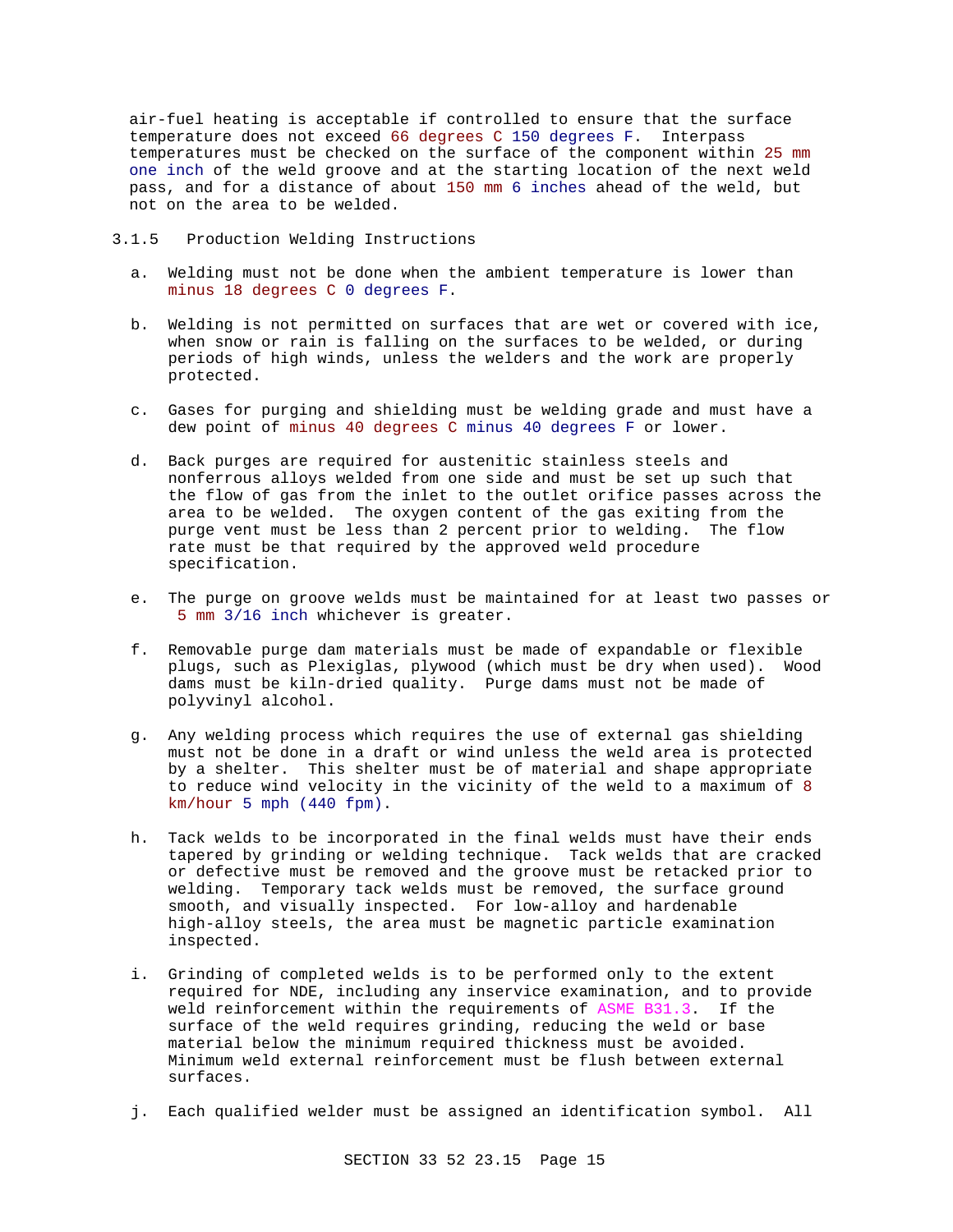air-fuel heating is acceptable if controlled to ensure that the surface temperature does not exceed 66 degrees C 150 degrees F. Interpass temperatures must be checked on the surface of the component within 25 mm one inch of the weld groove and at the starting location of the next weld pass, and for a distance of about 150 mm 6 inches ahead of the weld, but not on the area to be welded.

### 3.1.5 Production Welding Instructions

a. Welding must not be done when the ambient temperature is lower than minus 18 degrees C 0 degrees F.

b. Welding is not permitted on surfaces that are wet or covered with ice, when snow or rain is falling on the surfaces to be welded, or during periods of high winds, unless the welders and the work are properly protected.

c. Gases for purging and shielding must be welding grade and must have a dew point of minus 40 degrees C minus 40 degrees F or lower.

d. Back purges are required for austenitic stainless steels and nonferrous alloys welded from one side and must be set up such that the flow of gas from the inlet to the outlet orifice passes across the area to be welded. The oxygen content of the gas exiting from the purge vent must be less than 2 percent prior to welding. The flow rate must be that required by the approved weld procedure specification.

e. The purge on groove welds must be maintained for at least two passes or 5 mm 3/16 inch whichever is greater.

f. Removable purge dam materials must be made of expandable or flexible plugs, such as Plexiglas, plywood (which must be dry when used). Wood dams must be kiln-dried quality. Purge dams must not be made of polyvinyl alcohol.

g. Any welding process which requires the use of external gas shielding must not be done in a draft or wind unless the weld area is protected by a shelter. This shelter must be of material and shape appropriate to reduce wind velocity in the vicinity of the weld to a maximum of 8 km/hour 5 mph (440 fpm).

h. Tack welds to be incorporated in the final welds must have their ends tapered by grinding or welding technique. Tack welds that are cracked or defective must be removed and the groove must be retacked prior to welding. Temporary tack welds must be removed, the surface ground smooth, and visually inspected. For low-alloy and hardenable high-alloy steels, the area must be magnetic particle examination inspected.

i. Grinding of completed welds is to be performed only to the extent required for NDE, including any inservice examination, and to provide weld reinforcement within the requirements of ASME B31.3. If the surface of the weld requires grinding, reducing the weld or base material below the minimum required thickness must be avoided. Minimum weld external reinforcement must be flush between external surfaces.

j. Each qualified welder must be assigned an identification symbol. All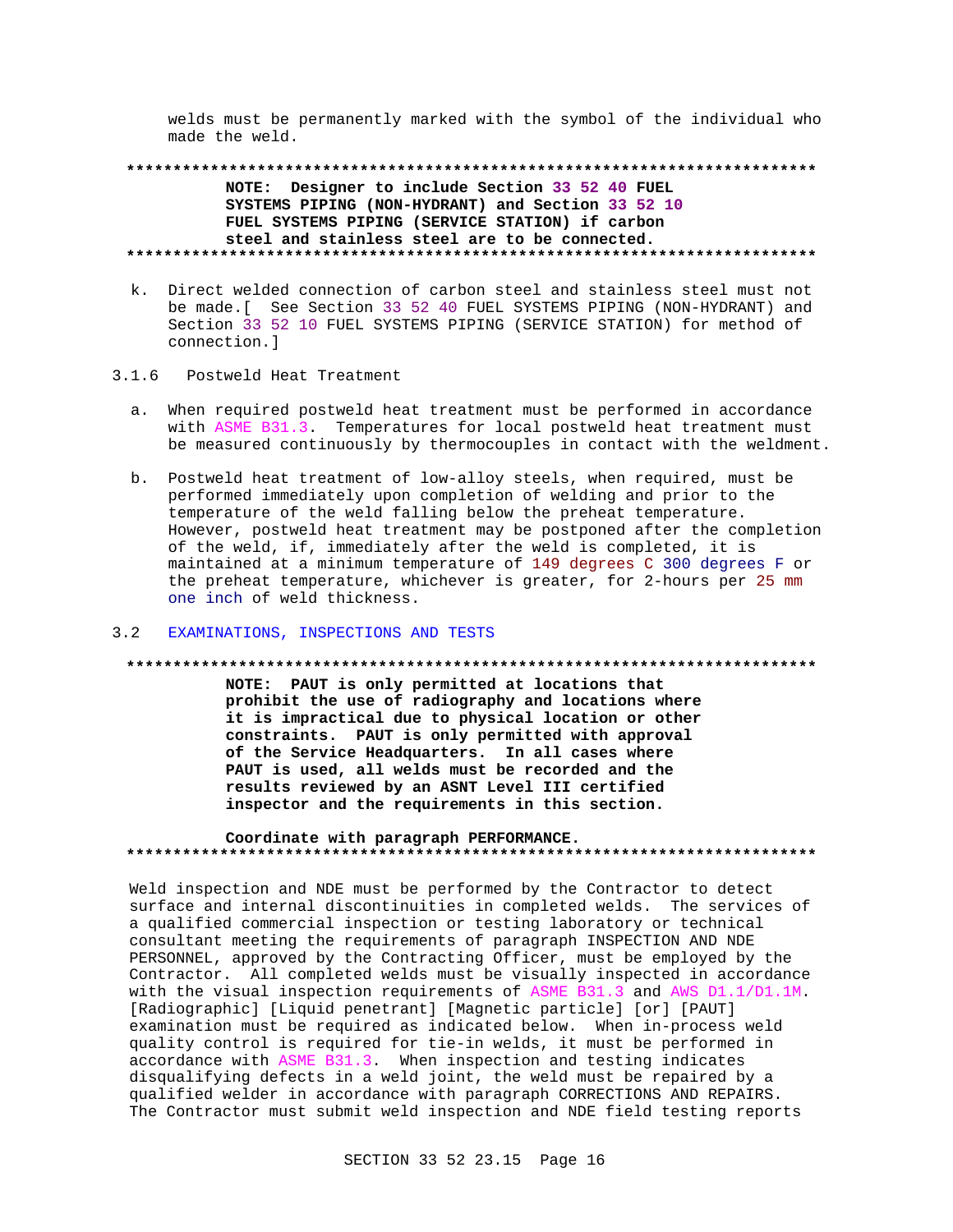welds must be permanently marked with the symbol of the individual who made the weld.

**************************************************************************

**NOTE: Designer to include Section 33 52 40 FUEL SYSTEMS PIPING (NON-HYDRANT) and Section 33 52 10 FUEL SYSTEMS PIPING (SERVICE STATION) if carbon steel and stainless steel are to be connected.**

**************************************************************************

k. Direct welded connection of carbon steel and stainless steel must not be made.[ See Section 33 52 40 FUEL SYSTEMS PIPING (NON-HYDRANT) and Section 33 52 10 FUEL SYSTEMS PIPING (SERVICE STATION) for method of connection.]

### 3.1.6 Postweld Heat Treatment

a. When required postweld heat treatment must be performed in accordance with ASME B31.3. Temperatures for local postweld heat treatment must be measured continuously by thermocouples in contact with the weldment.

b. Postweld heat treatment of low-alloy steels, when required, must be performed immediately upon completion of welding and prior to the temperature of the weld falling below the preheat temperature. However, postweld heat treatment may be postponed after the completion of the weld, if, immediately after the weld is completed, it is maintained at a minimum temperature of 149 degrees C 300 degrees F or the preheat temperature, whichever is greater, for 2-hours per 25 mm one inch of weld thickness.

## 3.2 EXAMINATIONS, INSPECTIONS AND TESTS

**************************************************************************

**NOTE: PAUT is only permitted at locations that prohibit the use of radiography and locations where it is impractical due to physical location or other constraints. PAUT is only permitted with approval of the Service Headquarters. In all cases where PAUT is used, all welds must be recorded and the results reviewed by an ASNT Level III certified inspector and the requirements in this section.**

**Coordinate with paragraph PERFORMANCE.**

**************************************************************************

Weld inspection and NDE must be performed by the Contractor to detect surface and internal discontinuities in completed welds. The services of a qualified commercial inspection or testing laboratory or technical consultant meeting the requirements of paragraph INSPECTION AND NDE PERSONNEL, approved by the Contracting Officer, must be employed by the Contractor. All completed welds must be visually inspected in accordance with the visual inspection requirements of ASME B31.3 and AWS D1.1/D1.1M. [Radiographic] [Liquid penetrant] [Magnetic particle] [or] [PAUT] examination must be required as indicated below. When in-process weld quality control is required for tie-in welds, it must be performed in accordance with ASME B31.3. When inspection and testing indicates disqualifying defects in a weld joint, the weld must be repaired by a qualified welder in accordance with paragraph CORRECTIONS AND REPAIRS. The Contractor must submit weld inspection and NDE field testing reports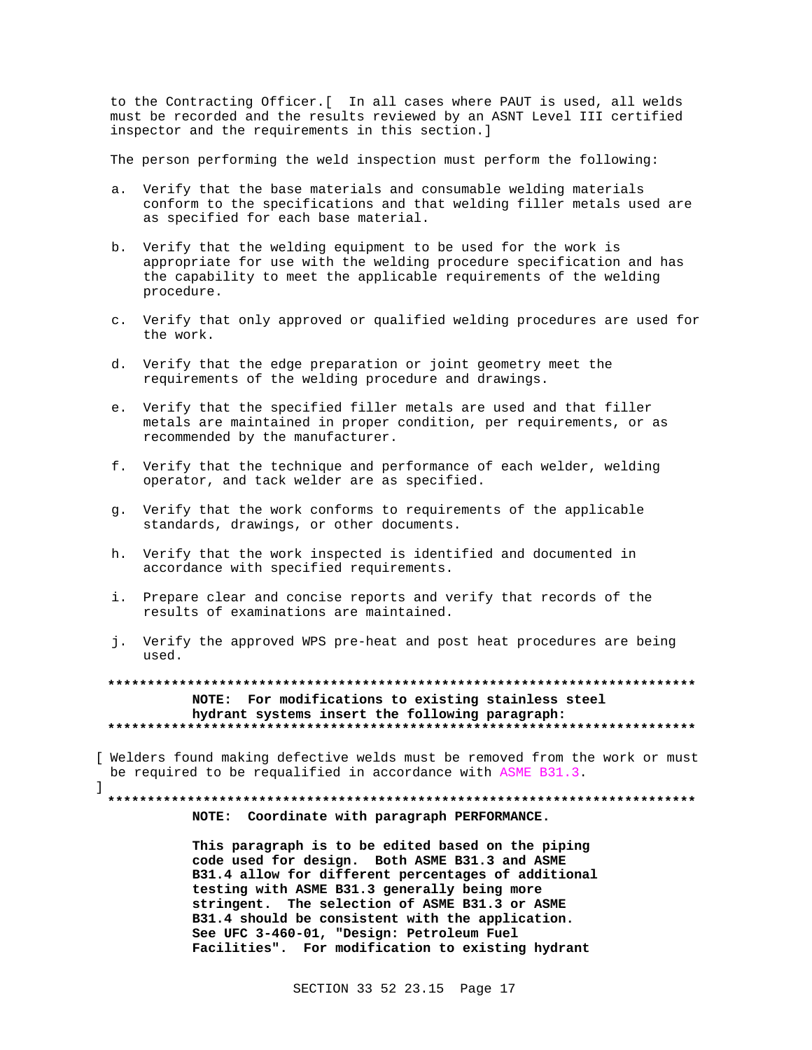to the Contracting Officer.[ In all cases where PAUT is used, all welds must be recorded and the results reviewed by an ASNT Level III certified inspector and the requirements in this section.]

The person performing the weld inspection must perform the following:

a. Verify that the base materials and consumable welding materials conform to the specifications and that welding filler metals used are as specified for each base material.

b. Verify that the welding equipment to be used for the work is appropriate for use with the welding procedure specification and has the capability to meet the applicable requirements of the welding procedure.

c. Verify that only approved or qualified welding procedures are used for the work.

d. Verify that the edge preparation or joint geometry meet the requirements of the welding procedure and drawings.

e. Verify that the specified filler metals are used and that filler metals are maintained in proper condition, per requirements, or as recommended by the manufacturer.

f. Verify that the technique and performance of each welder, welding operator, and tack welder are as specified.

g. Verify that the work conforms to requirements of the applicable standards, drawings, or other documents.

h. Verify that the work inspected is identified and documented in accordance with specified requirements.

i. Prepare clear and concise reports and verify that records of the results of examinations are maintained.

j. Verify the approved WPS pre-heat and post heat procedures are being used.

**************************************************************************

**NOTE: For modifications to existing stainless steel hydrant systems insert the following paragraph:**

**************************************************************************

[ Welders found making defective welds must be removed from the work or must be required to be requalified in accordance with ASME B31.3.
]

**************************************************************************

**NOTE: Coordinate with paragraph PERFORMANCE.**

**This paragraph is to be edited based on the piping code used for design. Both ASME B31.3 and ASME B31.4 allow for different percentages of additional testing with ASME B31.3 generally being more stringent. The selection of ASME B31.3 or ASME B31.4 should be consistent with the application. See UFC 3-460-01, "Design: Petroleum Fuel Facilities". For modification to existing hydrant**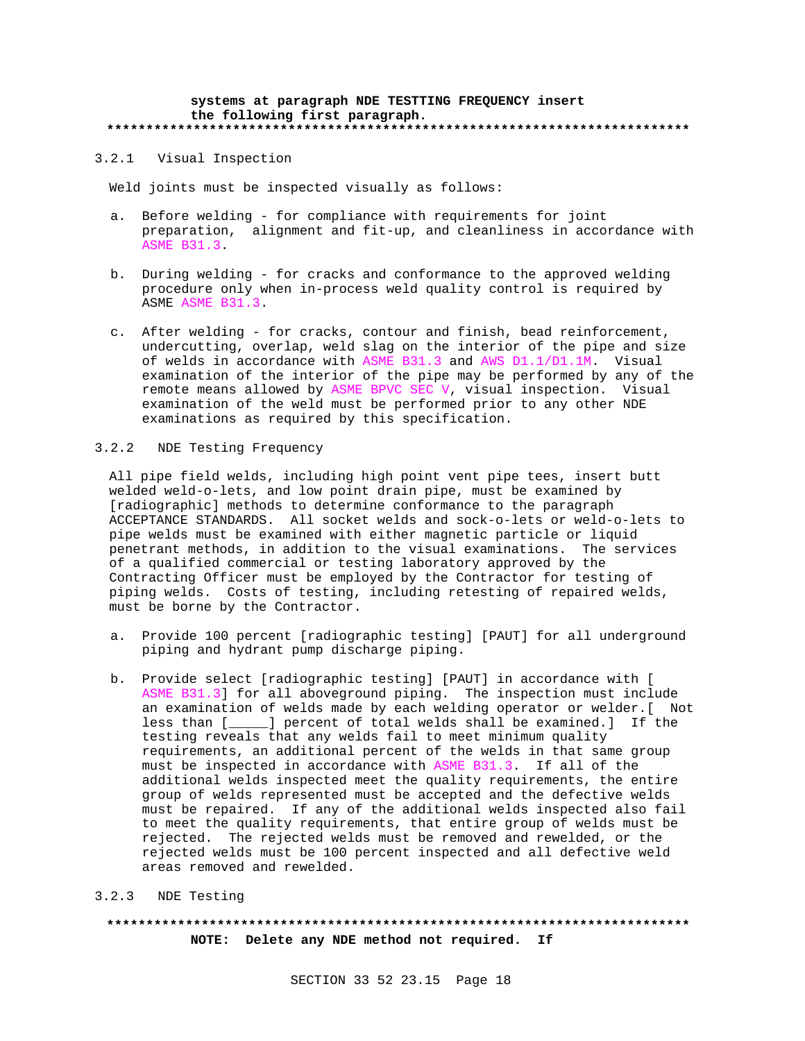**systems at paragraph NDE TESTTING FREQUENCY insert the following first paragraph.**

**************************************************************************

### 3.2.1 Visual Inspection

Weld joints must be inspected visually as follows:

a. Before welding - for compliance with requirements for joint preparation, alignment and fit-up, and cleanliness in accordance with ASME B31.3.

b. During welding - for cracks and conformance to the approved welding procedure only when in-process weld quality control is required by ASME ASME B31.3.

c. After welding - for cracks, contour and finish, bead reinforcement, undercutting, overlap, weld slag on the interior of the pipe and size of welds in accordance with ASME B31.3 and AWS D1.1/D1.1M. Visual examination of the interior of the pipe may be performed by any of the remote means allowed by ASME BPVC SEC V, visual inspection. Visual examination of the weld must be performed prior to any other NDE examinations as required by this specification.

### 3.2.2 NDE Testing Frequency

All pipe field welds, including high point vent pipe tees, insert butt welded weld-o-lets, and low point drain pipe, must be examined by [radiographic] methods to determine conformance to the paragraph ACCEPTANCE STANDARDS. All socket welds and sock-o-lets or weld-o-lets to pipe welds must be examined with either magnetic particle or liquid penetrant methods, in addition to the visual examinations. The services of a qualified commercial or testing laboratory approved by the Contracting Officer must be employed by the Contractor for testing of piping welds. Costs of testing, including retesting of repaired welds, must be borne by the Contractor.

a. Provide 100 percent [radiographic testing] [PAUT] for all underground piping and hydrant pump discharge piping.

b. Provide select [radiographic testing] [PAUT] in accordance with [ ASME B31.3] for all aboveground piping. The inspection must include an examination of welds made by each welding operator or welder.[ Not less than [_____] percent of total welds shall be examined.] If the testing reveals that any welds fail to meet minimum quality requirements, an additional percent of the welds in that same group must be inspected in accordance with ASME B31.3. If all of the additional welds inspected meet the quality requirements, the entire group of welds represented must be accepted and the defective welds must be repaired. If any of the additional welds inspected also fail to meet the quality requirements, that entire group of welds must be rejected. The rejected welds must be removed and rewelded, or the rejected welds must be 100 percent inspected and all defective weld areas removed and rewelded.

### 3.2.3 NDE Testing

**************************************************************************

**NOTE: Delete any NDE method not required. If**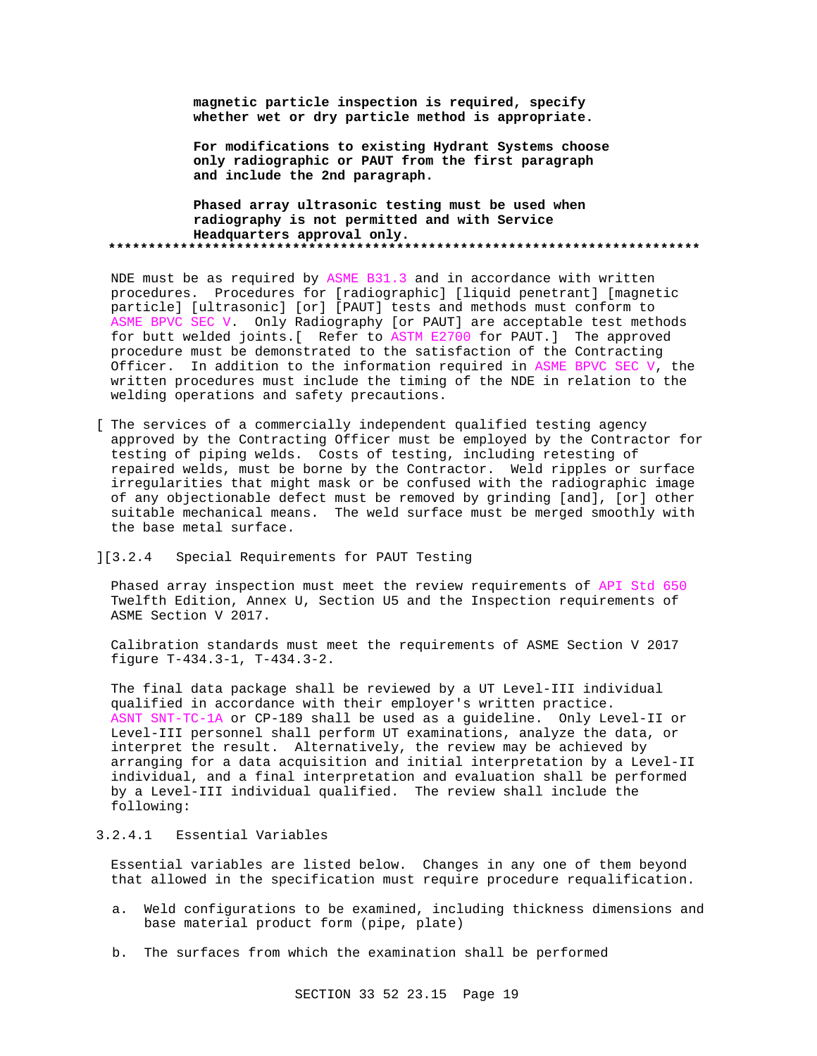**magnetic particle inspection is required, specify whether wet or dry particle method is appropriate.**

**For modifications to existing Hydrant Systems choose only radiographic or PAUT from the first paragraph and include the 2nd paragraph.**

**Phased array ultrasonic testing must be used when radiography is not permitted and with Service Headquarters approval only.**
**************************************************************************

NDE must be as required by ASME B31.3 and in accordance with written procedures. Procedures for [radiographic] [liquid penetrant] [magnetic particle] [ultrasonic] [or] [PAUT] tests and methods must conform to ASME BPVC SEC V. Only Radiography [or PAUT] are acceptable test methods for butt welded joints.[ Refer to ASTM E2700 for PAUT.] The approved procedure must be demonstrated to the satisfaction of the Contracting Officer. In addition to the information required in ASME BPVC SEC V, the written procedures must include the timing of the NDE in relation to the welding operations and safety precautions.

[ The services of a commercially independent qualified testing agency approved by the Contracting Officer must be employed by the Contractor for testing of piping welds. Costs of testing, including retesting of repaired welds, must be borne by the Contractor. Weld ripples or surface irregularities that might mask or be confused with the radiographic image of any objectionable defect must be removed by grinding [and], [or] other suitable mechanical means. The weld surface must be merged smoothly with the base metal surface.

][3.2.4 Special Requirements for PAUT Testing

Phased array inspection must meet the review requirements of API Std 650 Twelfth Edition, Annex U, Section U5 and the Inspection requirements of ASME Section V 2017.

Calibration standards must meet the requirements of ASME Section V 2017 figure T-434.3-1, T-434.3-2.

The final data package shall be reviewed by a UT Level-III individual qualified in accordance with their employer's written practice. ASNT SNT-TC-1A or CP-189 shall be used as a guideline. Only Level-II or Level-III personnel shall perform UT examinations, analyze the data, or interpret the result. Alternatively, the review may be achieved by arranging for a data acquisition and initial interpretation by a Level-II individual, and a final interpretation and evaluation shall be performed by a Level-III individual qualified. The review shall include the following:

3.2.4.1 Essential Variables

Essential variables are listed below. Changes in any one of them beyond that allowed in the specification must require procedure requalification.

a. Weld configurations to be examined, including thickness dimensions and base material product form (pipe, plate)

b. The surfaces from which the examination shall be performed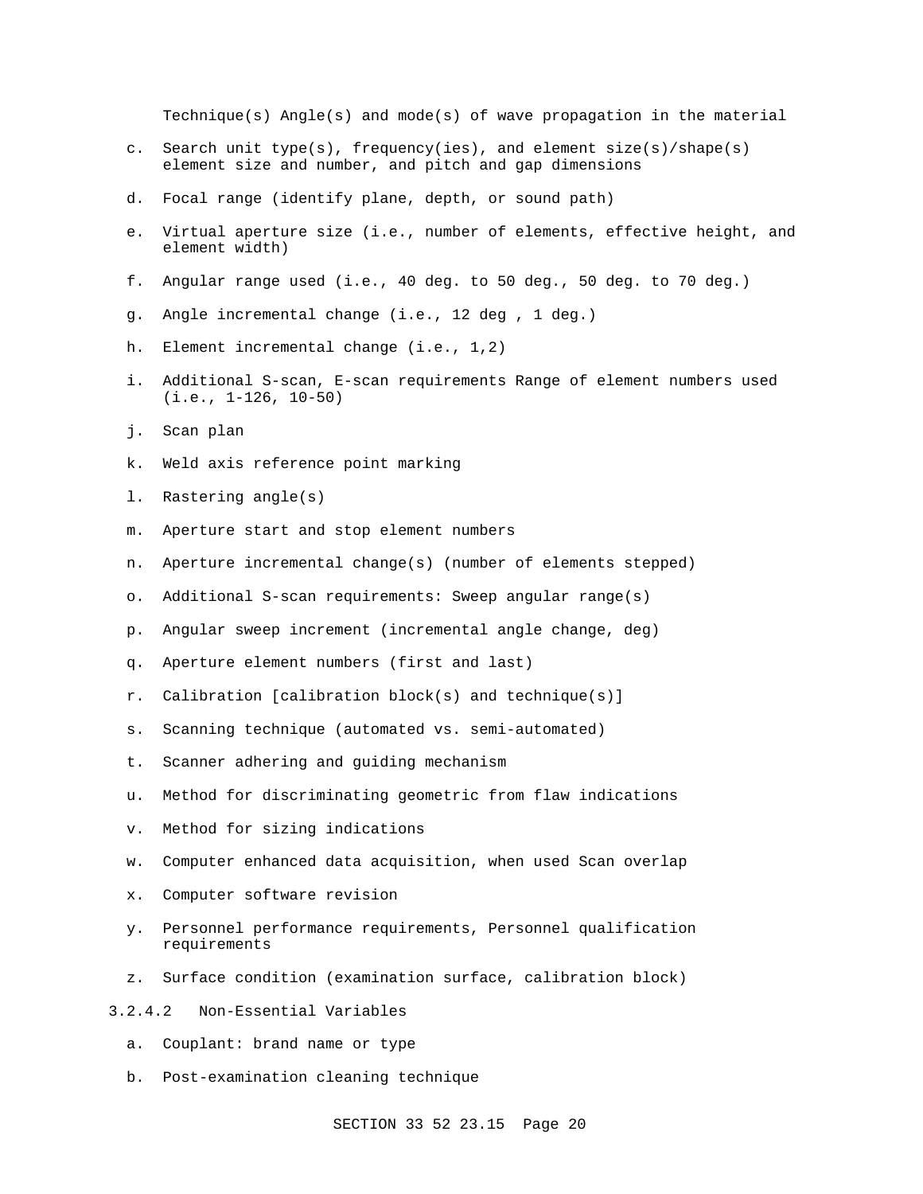Technique(s) Angle(s) and mode(s) of wave propagation in the material

c. Search unit type(s), frequency(ies), and element size(s)/shape(s) element size and number, and pitch and gap dimensions

d. Focal range (identify plane, depth, or sound path)

e. Virtual aperture size (i.e., number of elements, effective height, and element width)

f. Angular range used (i.e., 40 deg. to 50 deg., 50 deg. to 70 deg.)

g. Angle incremental change (i.e., 12 deg , 1 deg.)

h. Element incremental change (i.e., 1,2)

i. Additional S-scan, E-scan requirements Range of element numbers used (i.e., 1-126, 10-50)

j. Scan plan

k. Weld axis reference point marking

l. Rastering angle(s)

m. Aperture start and stop element numbers

n. Aperture incremental change(s) (number of elements stepped)

o. Additional S-scan requirements: Sweep angular range(s)

p. Angular sweep increment (incremental angle change, deg)

q. Aperture element numbers (first and last)

r. Calibration [calibration block(s) and technique(s)]

s. Scanning technique (automated vs. semi-automated)

t. Scanner adhering and guiding mechanism

u. Method for discriminating geometric from flaw indications

v. Method for sizing indications

w. Computer enhanced data acquisition, when used Scan overlap

x. Computer software revision

y. Personnel performance requirements, Personnel qualification requirements

z. Surface condition (examination surface, calibration block)

3.2.4.2 Non-Essential Variables

a. Couplant: brand name or type

b. Post-examination cleaning technique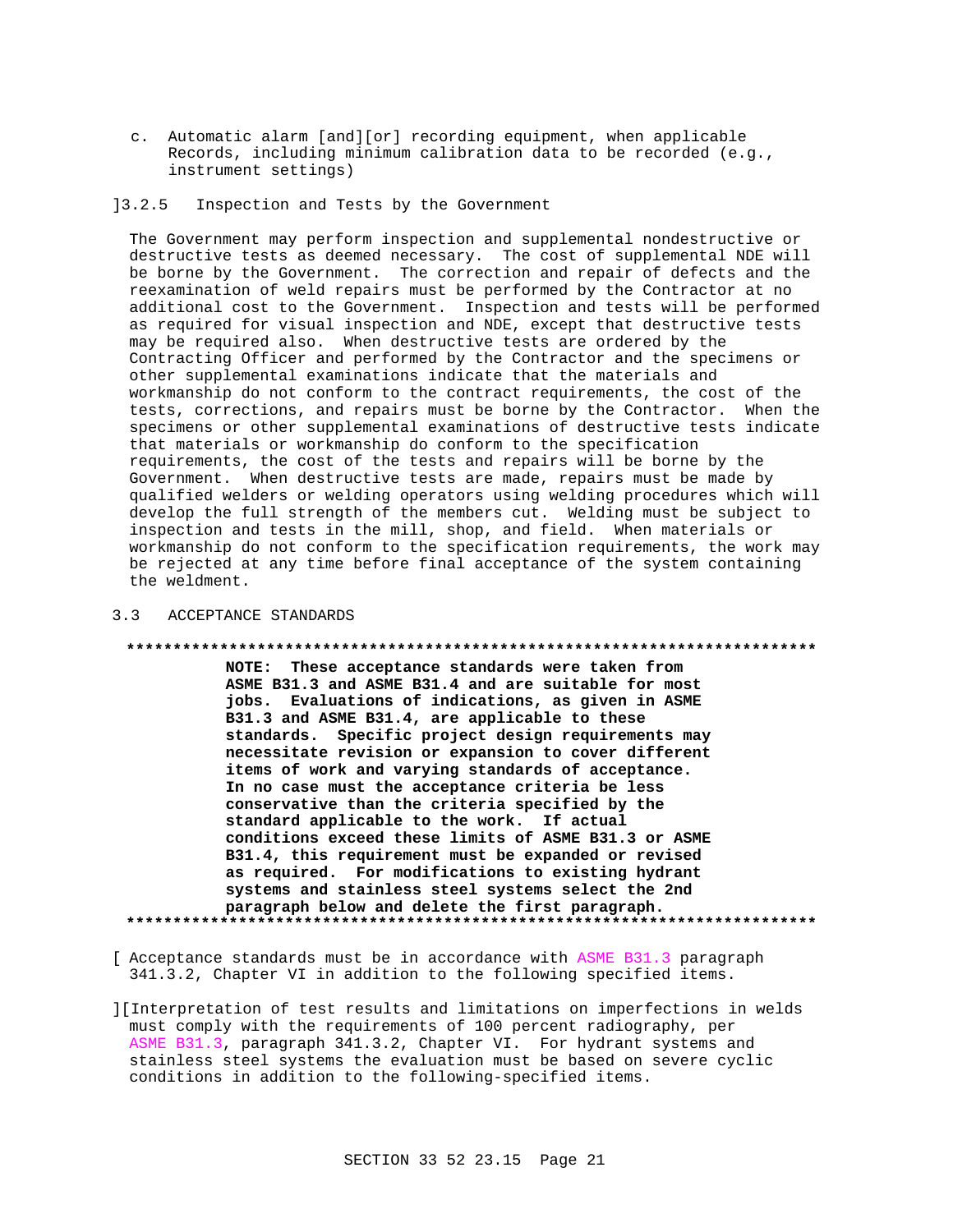c. Automatic alarm [and][or] recording equipment, when applicable Records, including minimum calibration data to be recorded (e.g., instrument settings)

]3.2.5 Inspection and Tests by the Government

The Government may perform inspection and supplemental nondestructive or destructive tests as deemed necessary. The cost of supplemental NDE will be borne by the Government. The correction and repair of defects and the reexamination of weld repairs must be performed by the Contractor at no additional cost to the Government. Inspection and tests will be performed as required for visual inspection and NDE, except that destructive tests may be required also. When destructive tests are ordered by the Contracting Officer and performed by the Contractor and the specimens or other supplemental examinations indicate that the materials and workmanship do not conform to the contract requirements, the cost of the tests, corrections, and repairs must be borne by the Contractor. When the specimens or other supplemental examinations of destructive tests indicate that materials or workmanship do conform to the specification requirements, the cost of the tests and repairs will be borne by the Government. When destructive tests are made, repairs must be made by qualified welders or welding operators using welding procedures which will develop the full strength of the members cut. Welding must be subject to inspection and tests in the mill, shop, and field. When materials or workmanship do not conform to the specification requirements, the work may be rejected at any time before final acceptance of the system containing the weldment.

## 3.3 ACCEPTANCE STANDARDS

**************************************************************************

**NOTE: These acceptance standards were taken from ASME B31.3 and ASME B31.4 and are suitable for most jobs. Evaluations of indications, as given in ASME B31.3 and ASME B31.4, are applicable to these standards. Specific project design requirements may necessitate revision or expansion to cover different items of work and varying standards of acceptance. In no case must the acceptance criteria be less conservative than the criteria specified by the standard applicable to the work. If actual conditions exceed these limits of ASME B31.3 or ASME B31.4, this requirement must be expanded or revised as required. For modifications to existing hydrant systems and stainless steel systems select the 2nd paragraph below and delete the first paragraph.**

**************************************************************************

[ Acceptance standards must be in accordance with ASME B31.3 paragraph 341.3.2, Chapter VI in addition to the following specified items.

][Interpretation of test results and limitations on imperfections in welds must comply with the requirements of 100 percent radiography, per ASME B31.3, paragraph 341.3.2, Chapter VI. For hydrant systems and stainless steel systems the evaluation must be based on severe cyclic conditions in addition to the following-specified items.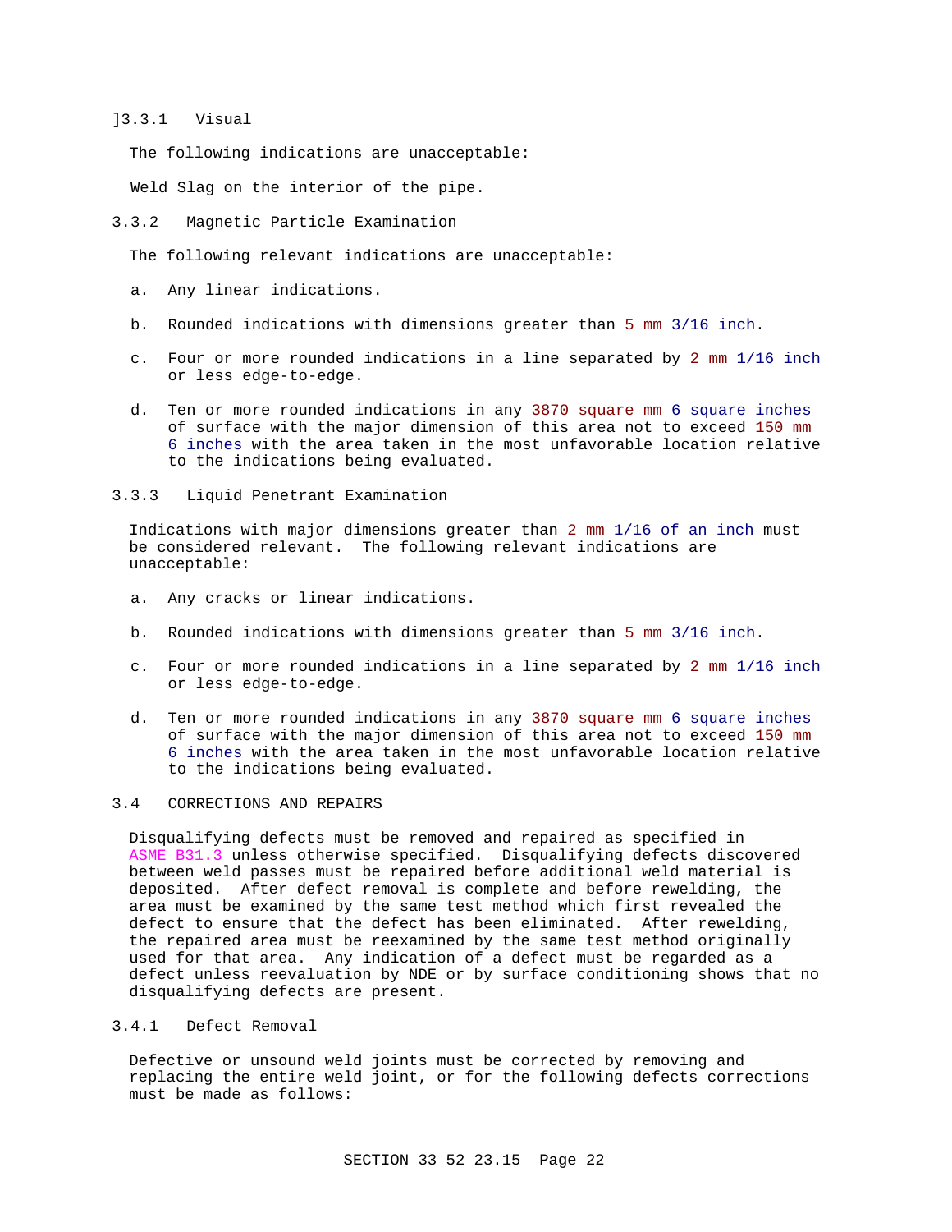]3.3.1 Visual

The following indications are unacceptable:

Weld Slag on the interior of the pipe.

3.3.2 Magnetic Particle Examination

The following relevant indications are unacceptable:

a. Any linear indications.

b. Rounded indications with dimensions greater than 5 mm 3/16 inch.

c. Four or more rounded indications in a line separated by 2 mm 1/16 inch or less edge-to-edge.

d. Ten or more rounded indications in any 3870 square mm 6 square inches of surface with the major dimension of this area not to exceed 150 mm 6 inches with the area taken in the most unfavorable location relative to the indications being evaluated.

3.3.3 Liquid Penetrant Examination

Indications with major dimensions greater than 2 mm 1/16 of an inch must be considered relevant. The following relevant indications are unacceptable:

a. Any cracks or linear indications.

b. Rounded indications with dimensions greater than 5 mm 3/16 inch.

c. Four or more rounded indications in a line separated by 2 mm 1/16 inch or less edge-to-edge.

d. Ten or more rounded indications in any 3870 square mm 6 square inches of surface with the major dimension of this area not to exceed 150 mm 6 inches with the area taken in the most unfavorable location relative to the indications being evaluated.

3.4 CORRECTIONS AND REPAIRS

Disqualifying defects must be removed and repaired as specified in ASME B31.3 unless otherwise specified. Disqualifying defects discovered between weld passes must be repaired before additional weld material is deposited. After defect removal is complete and before rewelding, the area must be examined by the same test method which first revealed the defect to ensure that the defect has been eliminated. After rewelding, the repaired area must be reexamined by the same test method originally used for that area. Any indication of a defect must be regarded as a defect unless reevaluation by NDE or by surface conditioning shows that no disqualifying defects are present.

3.4.1 Defect Removal

Defective or unsound weld joints must be corrected by removing and replacing the entire weld joint, or for the following defects corrections must be made as follows: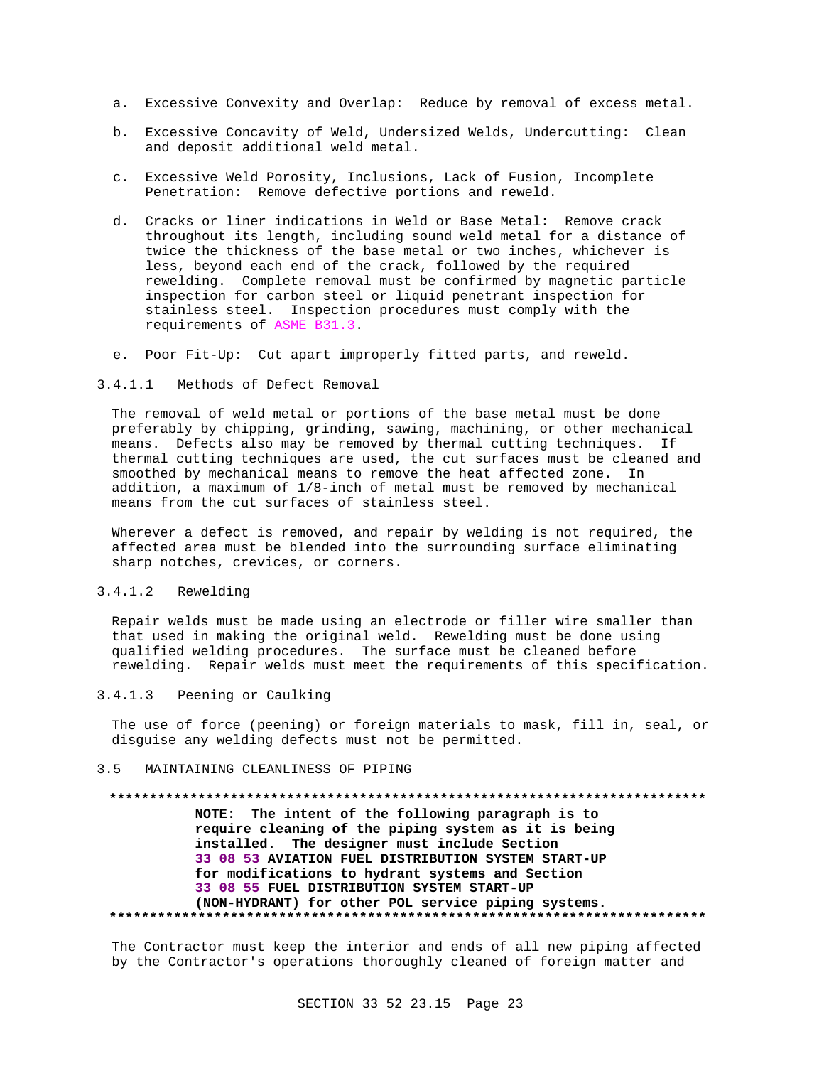a. Excessive Convexity and Overlap: Reduce by removal of excess metal.

b. Excessive Concavity of Weld, Undersized Welds, Undercutting: Clean and deposit additional weld metal.

c. Excessive Weld Porosity, Inclusions, Lack of Fusion, Incomplete Penetration: Remove defective portions and reweld.

d. Cracks or liner indications in Weld or Base Metal: Remove crack throughout its length, including sound weld metal for a distance of twice the thickness of the base metal or two inches, whichever is less, beyond each end of the crack, followed by the required rewelding. Complete removal must be confirmed by magnetic particle inspection for carbon steel or liquid penetrant inspection for stainless steel. Inspection procedures must comply with the requirements of ASME B31.3.

e. Poor Fit-Up: Cut apart improperly fitted parts, and reweld.

#### 3.4.1.1 Methods of Defect Removal

The removal of weld metal or portions of the base metal must be done preferably by chipping, grinding, sawing, machining, or other mechanical means. Defects also may be removed by thermal cutting techniques. If thermal cutting techniques are used, the cut surfaces must be cleaned and smoothed by mechanical means to remove the heat affected zone. In addition, a maximum of 1/8-inch of metal must be removed by mechanical means from the cut surfaces of stainless steel.

Wherever a defect is removed, and repair by welding is not required, the affected area must be blended into the surrounding surface eliminating sharp notches, crevices, or corners.

#### 3.4.1.2 Rewelding

Repair welds must be made using an electrode or filler wire smaller than that used in making the original weld. Rewelding must be done using qualified welding procedures. The surface must be cleaned before rewelding. Repair welds must meet the requirements of this specification.

#### 3.4.1.3 Peening or Caulking

The use of force (peening) or foreign materials to mask, fill in, seal, or disguise any welding defects must not be permitted.

### 3.5 MAINTAINING CLEANLINESS OF PIPING

**************************************************************************

**NOTE: The intent of the following paragraph is to require cleaning of the piping system as it is being installed. The designer must include Section 33 08 53 AVIATION FUEL DISTRIBUTION SYSTEM START-UP for modifications to hydrant systems and Section 33 08 55 FUEL DISTRIBUTION SYSTEM START-UP (NON-HYDRANT) for other POL service piping systems.**

**************************************************************************

The Contractor must keep the interior and ends of all new piping affected by the Contractor's operations thoroughly cleaned of foreign matter and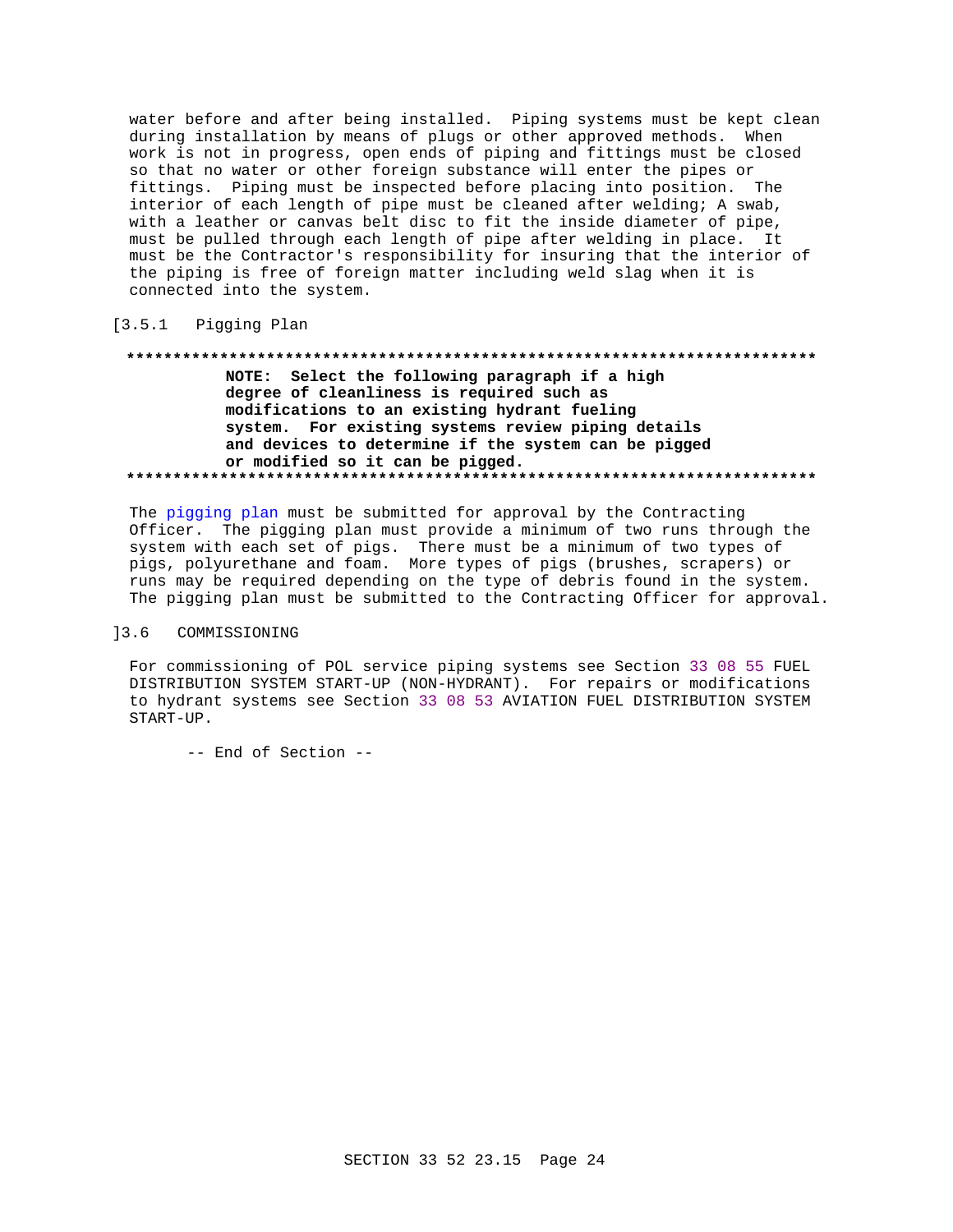water before and after being installed. Piping systems must be kept clean during installation by means of plugs or other approved methods. When work is not in progress, open ends of piping and fittings must be closed so that no water or other foreign substance will enter the pipes or fittings. Piping must be inspected before placing into position. The interior of each length of pipe must be cleaned after welding; A swab, with a leather or canvas belt disc to fit the inside diameter of pipe, must be pulled through each length of pipe after welding in place. It must be the Contractor's responsibility for insuring that the interior of the piping is free of foreign matter including weld slag when it is connected into the system.

[3.5.1 Pigging Plan

**************************************************************************

**NOTE: Select the following paragraph if a high degree of cleanliness is required such as modifications to an existing hydrant fueling system. For existing systems review piping details and devices to determine if the system can be pigged or modified so it can be pigged.**

**************************************************************************

The pigging plan must be submitted for approval by the Contracting Officer. The pigging plan must provide a minimum of two runs through the system with each set of pigs. There must be a minimum of two types of pigs, polyurethane and foam. More types of pigs (brushes, scrapers) or runs may be required depending on the type of debris found in the system. The pigging plan must be submitted to the Contracting Officer for approval.

]3.6 COMMISSIONING

For commissioning of POL service piping systems see Section 33 08 55 FUEL DISTRIBUTION SYSTEM START-UP (NON-HYDRANT). For repairs or modifications to hydrant systems see Section 33 08 53 AVIATION FUEL DISTRIBUTION SYSTEM START-UP.

-- End of Section --